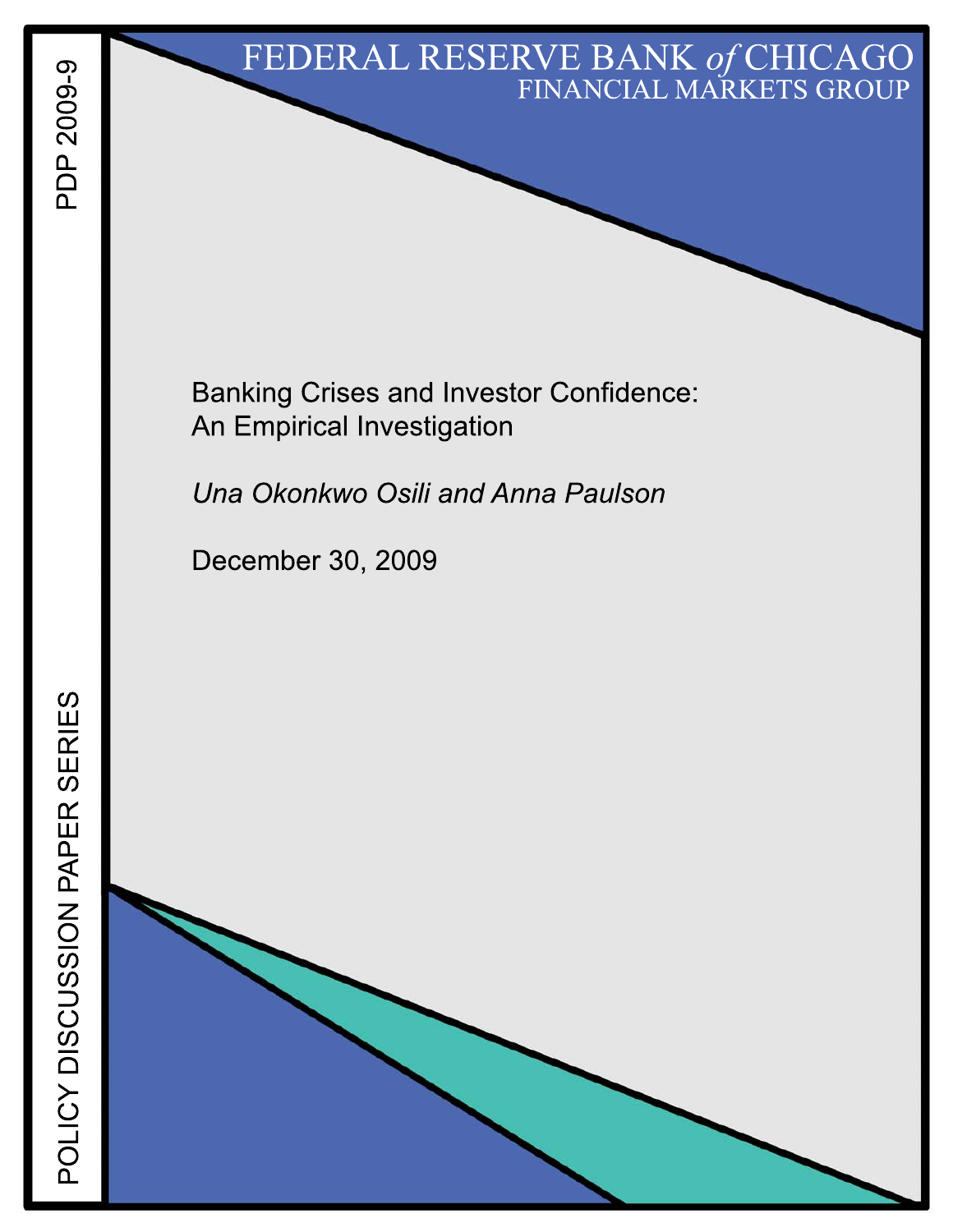FEDERAL RESERVE BANK *of* CHICAGO
FINANCIAL MARKETS GROUP

PDP 2009-9

POLICY DISCUSSION PAPER SERIES

# Banking Crises and Investor Confidence: An Empirical Investigation

*Una Okonkwo Osili and Anna Paulson*

December 30, 2009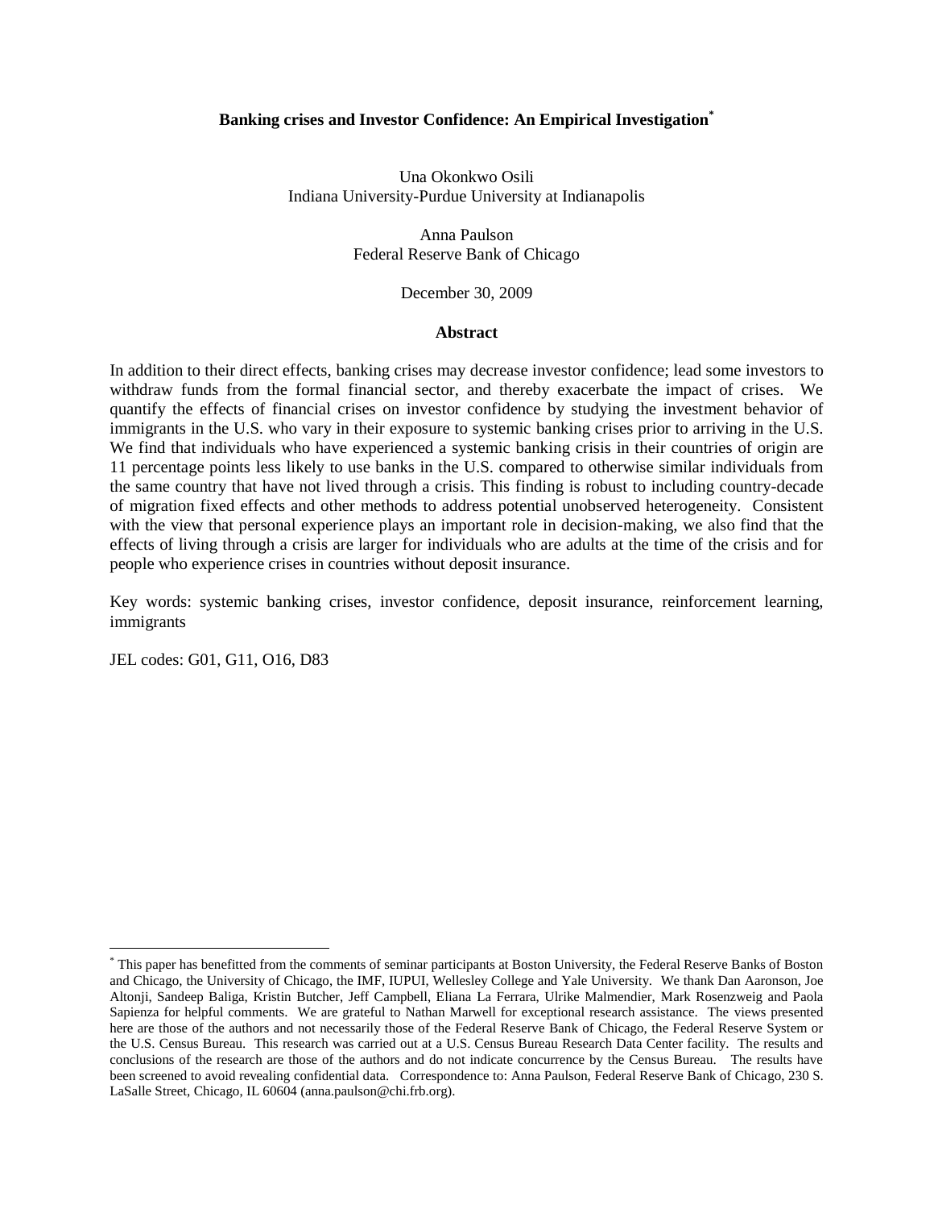# Banking crises and Investor Confidence: An Empirical Investigation[*]

Una Okonkwo Osili
Indiana University-Purdue University at Indianapolis

Anna Paulson
Federal Reserve Bank of Chicago

December 30, 2009

## Abstract

In addition to their direct effects, banking crises may decrease investor confidence; lead some investors to withdraw funds from the formal financial sector, and thereby exacerbate the impact of crises. We quantify the effects of financial crises on investor confidence by studying the investment behavior of immigrants in the U.S. who vary in their exposure to systemic banking crises prior to arriving in the U.S. We find that individuals who have experienced a systemic banking crisis in their countries of origin are 11 percentage points less likely to use banks in the U.S. compared to otherwise similar individuals from the same country that have not lived through a crisis. This finding is robust to including country-decade of migration fixed effects and other methods to address potential unobserved heterogeneity. Consistent with the view that personal experience plays an important role in decision-making, we also find that the effects of living through a crisis are larger for individuals who are adults at the time of the crisis and for people who experience crises in countries without deposit insurance.

Key words: systemic banking crises, investor confidence, deposit insurance, reinforcement learning, immigrants

JEL codes: G01, G11, O16, D83

---

[*] This paper has benefitted from the comments of seminar participants at Boston University, the Federal Reserve Banks of Boston and Chicago, the University of Chicago, the IMF, IUPUI, Wellesley College and Yale University. We thank Dan Aaronson, Joe Altonji, Sandeep Baliga, Kristin Butcher, Jeff Campbell, Eliana La Ferrara, Ulrike Malmendier, Mark Rosenzweig and Paola Sapienza for helpful comments. We are grateful to Nathan Marwell for exceptional research assistance. The views presented here are those of the authors and not necessarily those of the Federal Reserve Bank of Chicago, the Federal Reserve System or the U.S. Census Bureau. This research was carried out at a U.S. Census Bureau Research Data Center facility. The results and conclusions of the research are those of the authors and do not indicate concurrence by the Census Bureau. The results have been screened to avoid revealing confidential data. Correspondence to: Anna Paulson, Federal Reserve Bank of Chicago, 230 S. LaSalle Street, Chicago, IL 60604 (anna.paulson@chi.frb.org).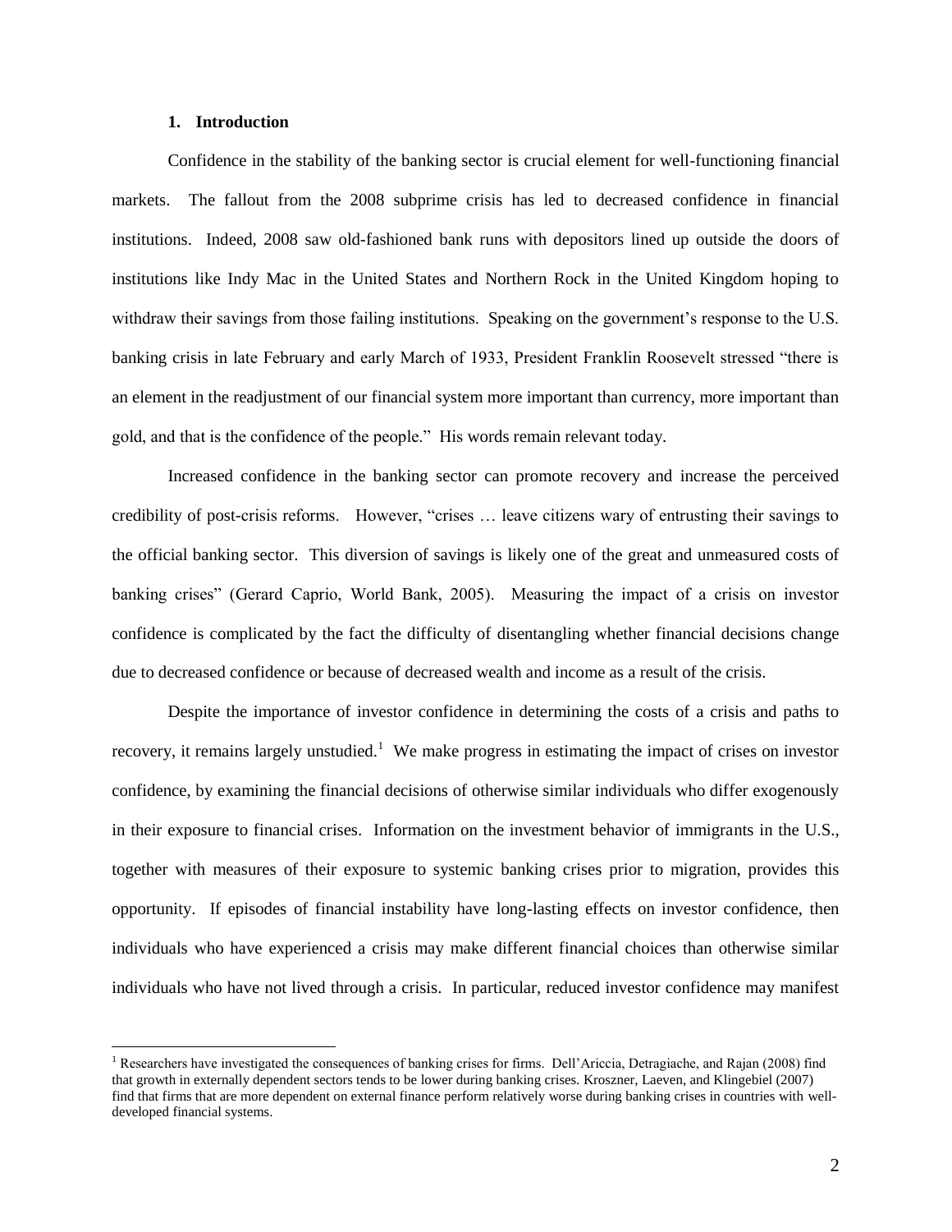## 1. Introduction

Confidence in the stability of the banking sector is crucial element for well-functioning financial markets. The fallout from the 2008 subprime crisis has led to decreased confidence in financial institutions. Indeed, 2008 saw old-fashioned bank runs with depositors lined up outside the doors of institutions like Indy Mac in the United States and Northern Rock in the United Kingdom hoping to withdraw their savings from those failing institutions. Speaking on the government's response to the U.S. banking crisis in late February and early March of 1933, President Franklin Roosevelt stressed "there is an element in the readjustment of our financial system more important than currency, more important than gold, and that is the confidence of the people." His words remain relevant today.

Increased confidence in the banking sector can promote recovery and increase the perceived credibility of post-crisis reforms. However, "crises … leave citizens wary of entrusting their savings to the official banking sector. This diversion of savings is likely one of the great and unmeasured costs of banking crises" (Gerard Caprio, World Bank, 2005). Measuring the impact of a crisis on investor confidence is complicated by the fact the difficulty of disentangling whether financial decisions change due to decreased confidence or because of decreased wealth and income as a result of the crisis.

Despite the importance of investor confidence in determining the costs of a crisis and paths to recovery, it remains largely unstudied.[1] We make progress in estimating the impact of crises on investor confidence, by examining the financial decisions of otherwise similar individuals who differ exogenously in their exposure to financial crises. Information on the investment behavior of immigrants in the U.S., together with measures of their exposure to systemic banking crises prior to migration, provides this opportunity. If episodes of financial instability have long-lasting effects on investor confidence, then individuals who have experienced a crisis may make different financial choices than otherwise similar individuals who have not lived through a crisis. In particular, reduced investor confidence may manifest

[1] Researchers have investigated the consequences of banking crises for firms. Dell'Ariccia, Detragiache, and Rajan (2008) find that growth in externally dependent sectors tends to be lower during banking crises. Kroszner, Laeven, and Klingebiel (2007) find that firms that are more dependent on external finance perform relatively worse during banking crises in countries with well-developed financial systems.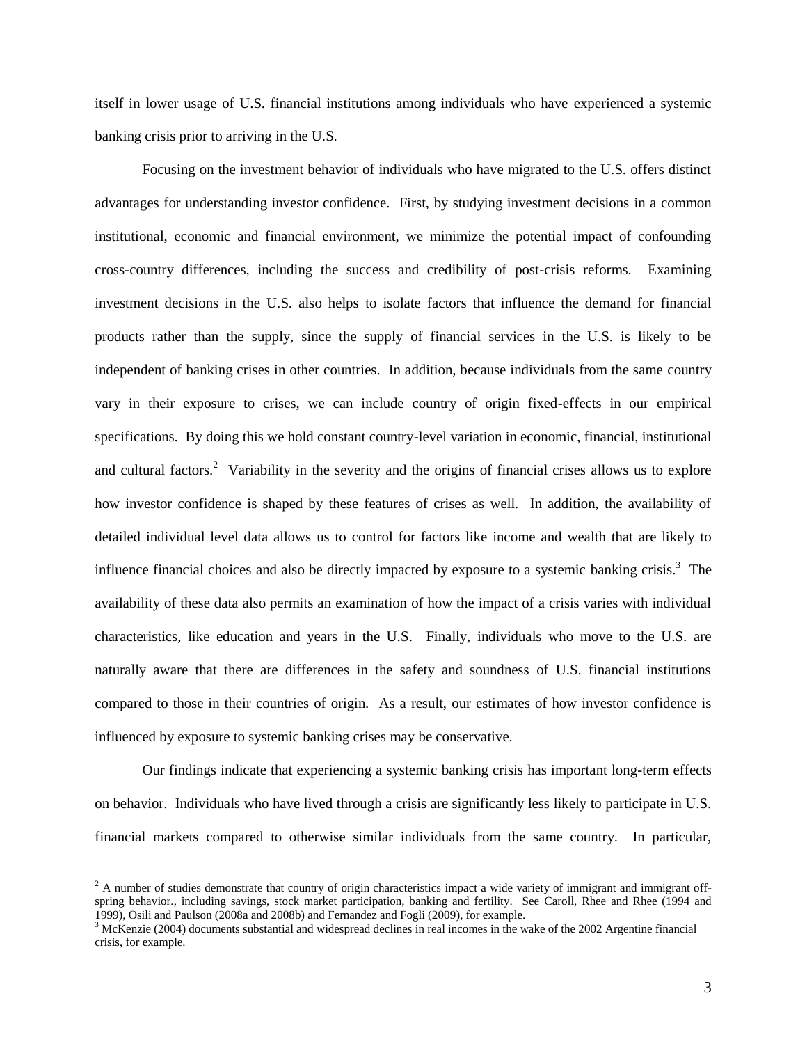itself in lower usage of U.S. financial institutions among individuals who have experienced a systemic banking crisis prior to arriving in the U.S.

Focusing on the investment behavior of individuals who have migrated to the U.S. offers distinct advantages for understanding investor confidence. First, by studying investment decisions in a common institutional, economic and financial environment, we minimize the potential impact of confounding cross-country differences, including the success and credibility of post-crisis reforms. Examining investment decisions in the U.S. also helps to isolate factors that influence the demand for financial products rather than the supply, since the supply of financial services in the U.S. is likely to be independent of banking crises in other countries. In addition, because individuals from the same country vary in their exposure to crises, we can include country of origin fixed-effects in our empirical specifications. By doing this we hold constant country-level variation in economic, financial, institutional and cultural factors.[2] Variability in the severity and the origins of financial crises allows us to explore how investor confidence is shaped by these features of crises as well. In addition, the availability of detailed individual level data allows us to control for factors like income and wealth that are likely to influence financial choices and also be directly impacted by exposure to a systemic banking crisis.[3] The availability of these data also permits an examination of how the impact of a crisis varies with individual characteristics, like education and years in the U.S. Finally, individuals who move to the U.S. are naturally aware that there are differences in the safety and soundness of U.S. financial institutions compared to those in their countries of origin. As a result, our estimates of how investor confidence is influenced by exposure to systemic banking crises may be conservative.

Our findings indicate that experiencing a systemic banking crisis has important long-term effects on behavior. Individuals who have lived through a crisis are significantly less likely to participate in U.S. financial markets compared to otherwise similar individuals from the same country. In particular,

---

[2] A number of studies demonstrate that country of origin characteristics impact a wide variety of immigrant and immigrant off-spring behavior., including savings, stock market participation, banking and fertility. See Caroll, Rhee and Rhee (1994 and 1999), Osili and Paulson (2008a and 2008b) and Fernandez and Fogli (2009), for example.

[3] McKenzie (2004) documents substantial and widespread declines in real incomes in the wake of the 2002 Argentine financial crisis, for example.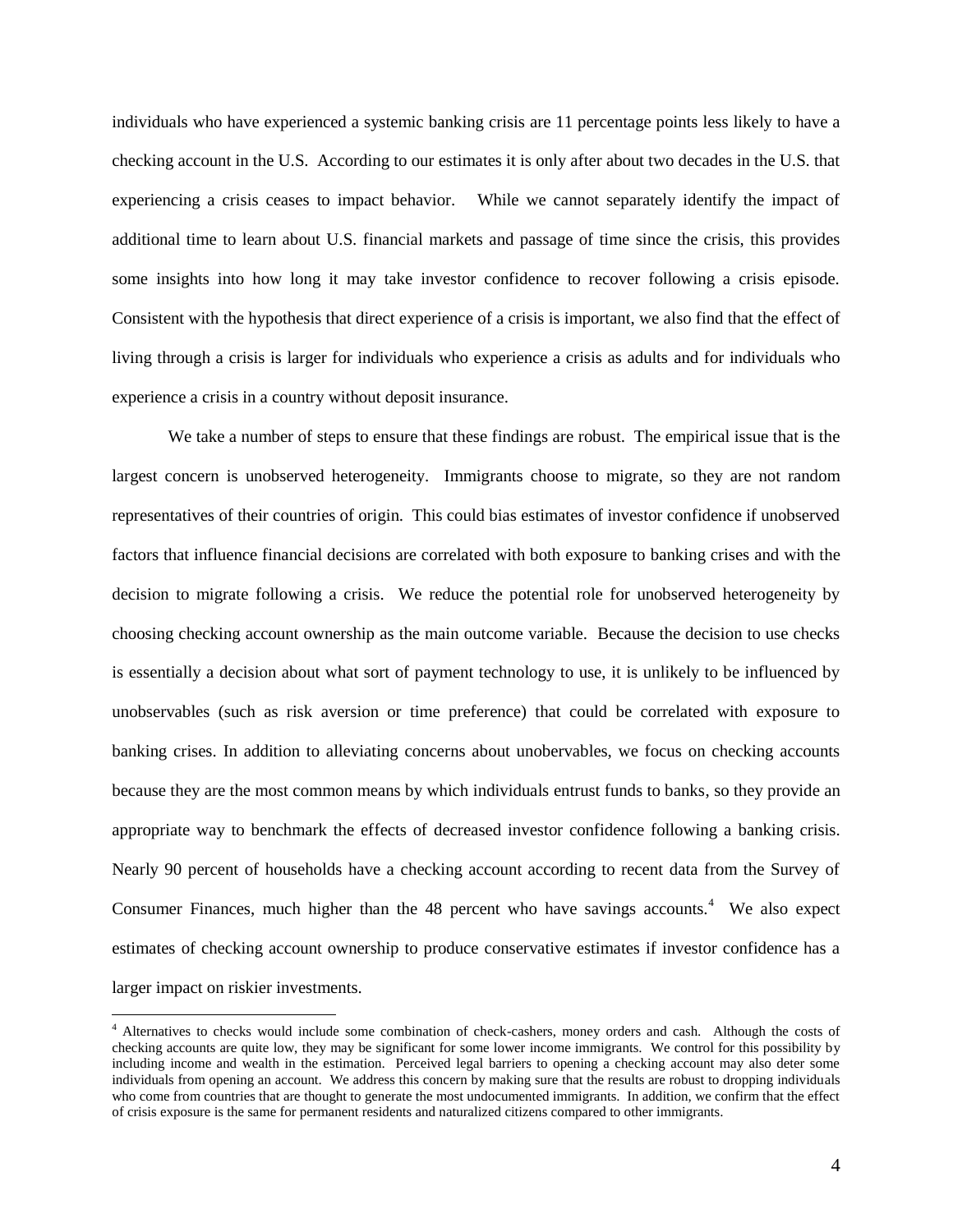individuals who have experienced a systemic banking crisis are 11 percentage points less likely to have a checking account in the U.S. According to our estimates it is only after about two decades in the U.S. that experiencing a crisis ceases to impact behavior. While we cannot separately identify the impact of additional time to learn about U.S. financial markets and passage of time since the crisis, this provides some insights into how long it may take investor confidence to recover following a crisis episode. Consistent with the hypothesis that direct experience of a crisis is important, we also find that the effect of living through a crisis is larger for individuals who experience a crisis as adults and for individuals who experience a crisis in a country without deposit insurance.

We take a number of steps to ensure that these findings are robust. The empirical issue that is the largest concern is unobserved heterogeneity. Immigrants choose to migrate, so they are not random representatives of their countries of origin. This could bias estimates of investor confidence if unobserved factors that influence financial decisions are correlated with both exposure to banking crises and with the decision to migrate following a crisis. We reduce the potential role for unobserved heterogeneity by choosing checking account ownership as the main outcome variable. Because the decision to use checks is essentially a decision about what sort of payment technology to use, it is unlikely to be influenced by unobservables (such as risk aversion or time preference) that could be correlated with exposure to banking crises. In addition to alleviating concerns about unobervables, we focus on checking accounts because they are the most common means by which individuals entrust funds to banks, so they provide an appropriate way to benchmark the effects of decreased investor confidence following a banking crisis. Nearly 90 percent of households have a checking account according to recent data from the Survey of Consumer Finances, much higher than the 48 percent who have savings accounts.[4] We also expect estimates of checking account ownership to produce conservative estimates if investor confidence has a larger impact on riskier investments.

[4] Alternatives to checks would include some combination of check-cashers, money orders and cash. Although the costs of checking accounts are quite low, they may be significant for some lower income immigrants. We control for this possibility by including income and wealth in the estimation. Perceived legal barriers to opening a checking account may also deter some individuals from opening an account. We address this concern by making sure that the results are robust to dropping individuals who come from countries that are thought to generate the most undocumented immigrants. In addition, we confirm that the effect of crisis exposure is the same for permanent residents and naturalized citizens compared to other immigrants.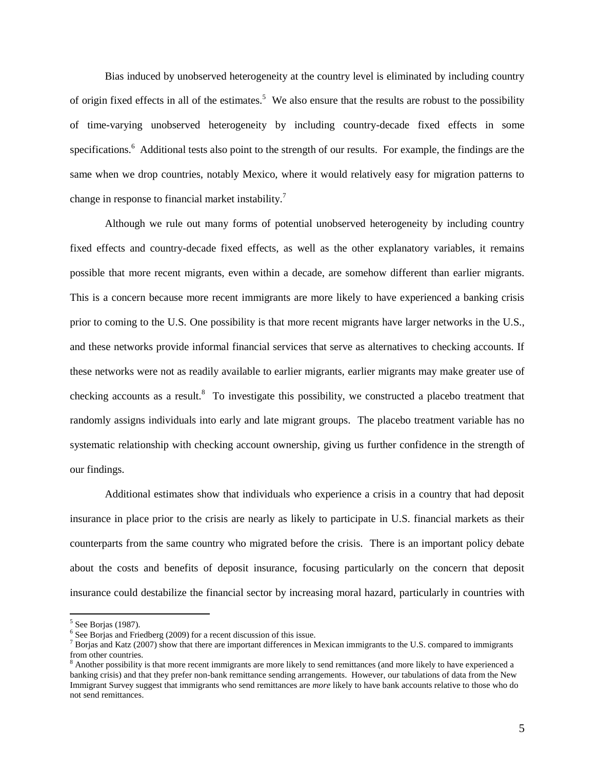Bias induced by unobserved heterogeneity at the country level is eliminated by including country of origin fixed effects in all of the estimates.[5] We also ensure that the results are robust to the possibility of time-varying unobserved heterogeneity by including country-decade fixed effects in some specifications.[6] Additional tests also point to the strength of our results. For example, the findings are the same when we drop countries, notably Mexico, where it would relatively easy for migration patterns to change in response to financial market instability.[7]

Although we rule out many forms of potential unobserved heterogeneity by including country fixed effects and country-decade fixed effects, as well as the other explanatory variables, it remains possible that more recent migrants, even within a decade, are somehow different than earlier migrants. This is a concern because more recent immigrants are more likely to have experienced a banking crisis prior to coming to the U.S. One possibility is that more recent migrants have larger networks in the U.S., and these networks provide informal financial services that serve as alternatives to checking accounts. If these networks were not as readily available to earlier migrants, earlier migrants may make greater use of checking accounts as a result.[8] To investigate this possibility, we constructed a placebo treatment that randomly assigns individuals into early and late migrant groups. The placebo treatment variable has no systematic relationship with checking account ownership, giving us further confidence in the strength of our findings.

Additional estimates show that individuals who experience a crisis in a country that had deposit insurance in place prior to the crisis are nearly as likely to participate in U.S. financial markets as their counterparts from the same country who migrated before the crisis. There is an important policy debate about the costs and benefits of deposit insurance, focusing particularly on the concern that deposit insurance could destabilize the financial sector by increasing moral hazard, particularly in countries with

---

[5] See Borjas (1987).

[6] See Borjas and Friedberg (2009) for a recent discussion of this issue.

[7] Borjas and Katz (2007) show that there are important differences in Mexican immigrants to the U.S. compared to immigrants from other countries.

[8] Another possibility is that more recent immigrants are more likely to send remittances (and more likely to have experienced a banking crisis) and that they prefer non-bank remittance sending arrangements. However, our tabulations of data from the New Immigrant Survey suggest that immigrants who send remittances are *more* likely to have bank accounts relative to those who do not send remittances.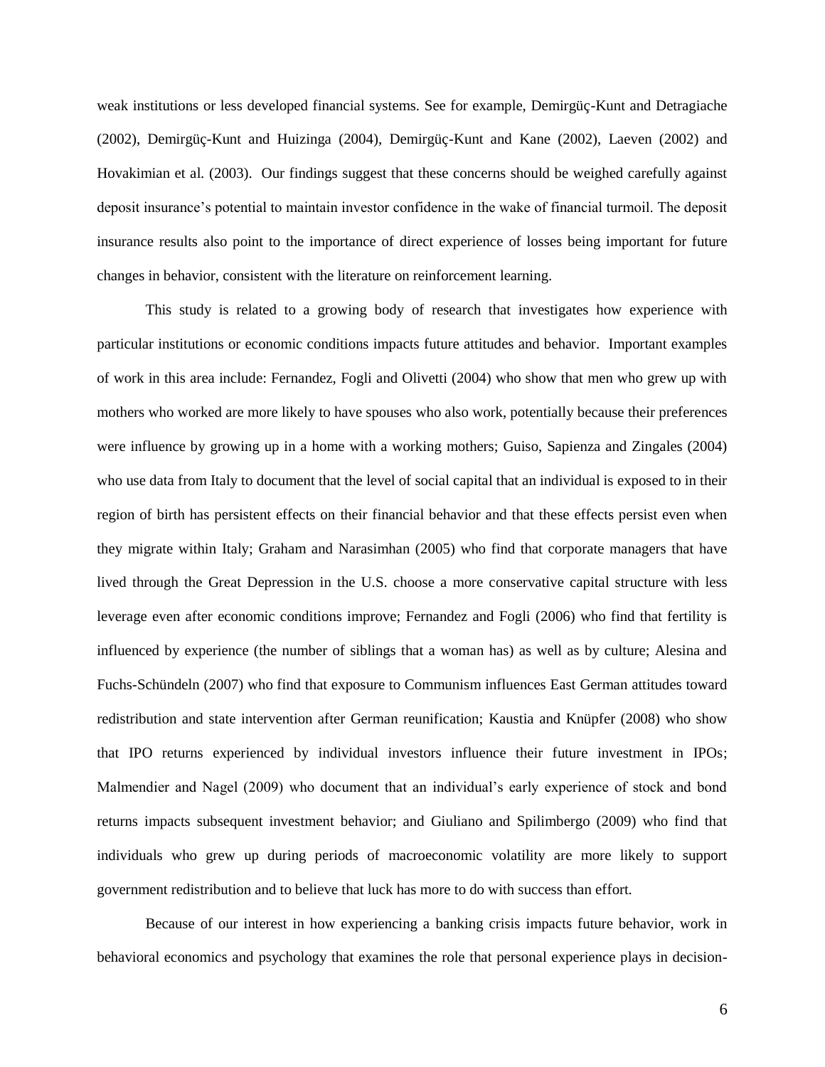weak institutions or less developed financial systems. See for example, Demirgüç-Kunt and Detragiache (2002), Demirgüç-Kunt and Huizinga (2004), Demirgüç-Kunt and Kane (2002), Laeven (2002) and Hovakimian et al. (2003). Our findings suggest that these concerns should be weighed carefully against deposit insurance's potential to maintain investor confidence in the wake of financial turmoil. The deposit insurance results also point to the importance of direct experience of losses being important for future changes in behavior, consistent with the literature on reinforcement learning.

This study is related to a growing body of research that investigates how experience with particular institutions or economic conditions impacts future attitudes and behavior. Important examples of work in this area include: Fernandez, Fogli and Olivetti (2004) who show that men who grew up with mothers who worked are more likely to have spouses who also work, potentially because their preferences were influence by growing up in a home with a working mothers; Guiso, Sapienza and Zingales (2004) who use data from Italy to document that the level of social capital that an individual is exposed to in their region of birth has persistent effects on their financial behavior and that these effects persist even when they migrate within Italy; Graham and Narasimhan (2005) who find that corporate managers that have lived through the Great Depression in the U.S. choose a more conservative capital structure with less leverage even after economic conditions improve; Fernandez and Fogli (2006) who find that fertility is influenced by experience (the number of siblings that a woman has) as well as by culture; Alesina and Fuchs-Schündeln (2007) who find that exposure to Communism influences East German attitudes toward redistribution and state intervention after German reunification; Kaustia and Knüpfer (2008) who show that IPO returns experienced by individual investors influence their future investment in IPOs; Malmendier and Nagel (2009) who document that an individual's early experience of stock and bond returns impacts subsequent investment behavior; and Giuliano and Spilimbergo (2009) who find that individuals who grew up during periods of macroeconomic volatility are more likely to support government redistribution and to believe that luck has more to do with success than effort.

Because of our interest in how experiencing a banking crisis impacts future behavior, work in behavioral economics and psychology that examines the role that personal experience plays in decision-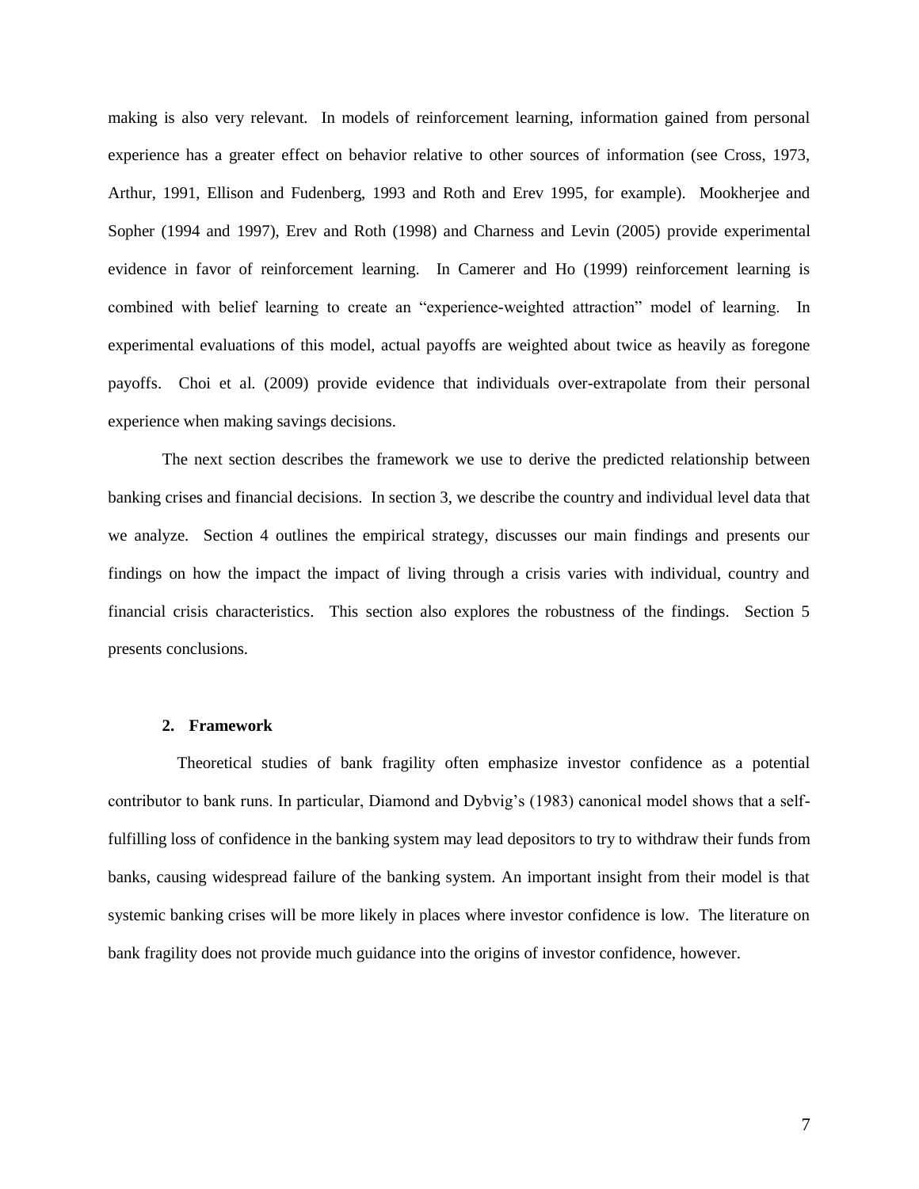making is also very relevant. In models of reinforcement learning, information gained from personal experience has a greater effect on behavior relative to other sources of information (see Cross, 1973, Arthur, 1991, Ellison and Fudenberg, 1993 and Roth and Erev 1995, for example). Mookherjee and Sopher (1994 and 1997), Erev and Roth (1998) and Charness and Levin (2005) provide experimental evidence in favor of reinforcement learning. In Camerer and Ho (1999) reinforcement learning is combined with belief learning to create an "experience-weighted attraction" model of learning. In experimental evaluations of this model, actual payoffs are weighted about twice as heavily as foregone payoffs. Choi et al. (2009) provide evidence that individuals over-extrapolate from their personal experience when making savings decisions.

The next section describes the framework we use to derive the predicted relationship between banking crises and financial decisions. In section 3, we describe the country and individual level data that we analyze. Section 4 outlines the empirical strategy, discusses our main findings and presents our findings on how the impact the impact of living through a crisis varies with individual, country and financial crisis characteristics. This section also explores the robustness of the findings. Section 5 presents conclusions.

## 2. Framework

Theoretical studies of bank fragility often emphasize investor confidence as a potential contributor to bank runs. In particular, Diamond and Dybvig's (1983) canonical model shows that a self-fulfilling loss of confidence in the banking system may lead depositors to try to withdraw their funds from banks, causing widespread failure of the banking system. An important insight from their model is that systemic banking crises will be more likely in places where investor confidence is low. The literature on bank fragility does not provide much guidance into the origins of investor confidence, however.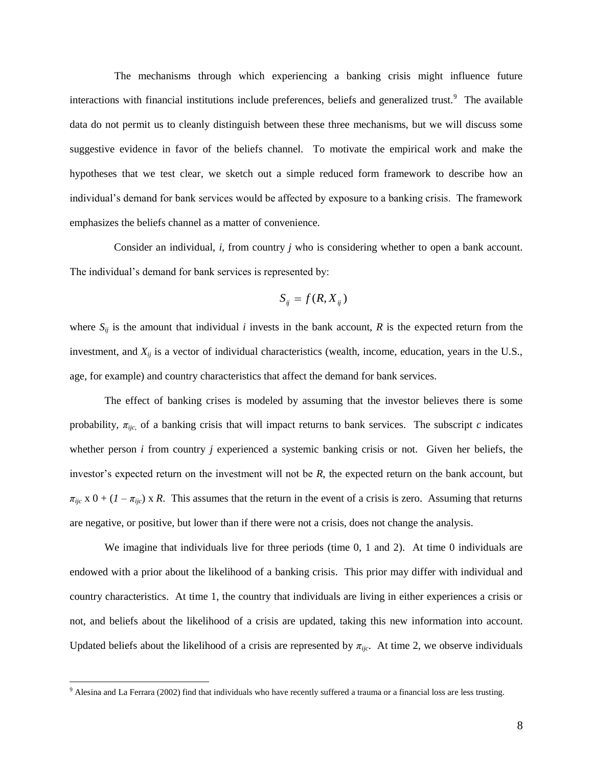The mechanisms through which experiencing a banking crisis might influence future interactions with financial institutions include preferences, beliefs and generalized trust.[9] The available data do not permit us to cleanly distinguish between these three mechanisms, but we will discuss some suggestive evidence in favor of the beliefs channel. To motivate the empirical work and make the hypotheses that we test clear, we sketch out a simple reduced form framework to describe how an individual's demand for bank services would be affected by exposure to a banking crisis. The framework emphasizes the beliefs channel as a matter of convenience.

Consider an individual, *i*, from country *j* who is considering whether to open a bank account. The individual's demand for bank services is represented by:

$$S_{ij} = f(R, X_{ij})$$

where $S_{ij}$ is the amount that individual *i* invests in the bank account, $R$ is the expected return from the investment, and $X_{ij}$ is a vector of individual characteristics (wealth, income, education, years in the U.S., age, for example) and country characteristics that affect the demand for bank services.

The effect of banking crises is modeled by assuming that the investor believes there is some probability, $\pi_{ijc}$, of a banking crisis that will impact returns to bank services. The subscript *c* indicates whether person *i* from country *j* experienced a systemic banking crisis or not. Given her beliefs, the investor's expected return on the investment will not be $R$, the expected return on the bank account, but $\pi_{ijc} \times 0 + (1 - \pi_{ijc}) \times R$. This assumes that the return in the event of a crisis is zero. Assuming that returns are negative, or positive, but lower than if there were not a crisis, does not change the analysis.

We imagine that individuals live for three periods (time 0, 1 and 2). At time 0 individuals are endowed with a prior about the likelihood of a banking crisis. This prior may differ with individual and country characteristics. At time 1, the country that individuals are living in either experiences a crisis or not, and beliefs about the likelihood of a crisis are updated, taking this new information into account. Updated beliefs about the likelihood of a crisis are represented by $\pi_{ijc}$. At time 2, we observe individuals

[9] Alesina and La Ferrara (2002) find that individuals who have recently suffered a trauma or a financial loss are less trusting.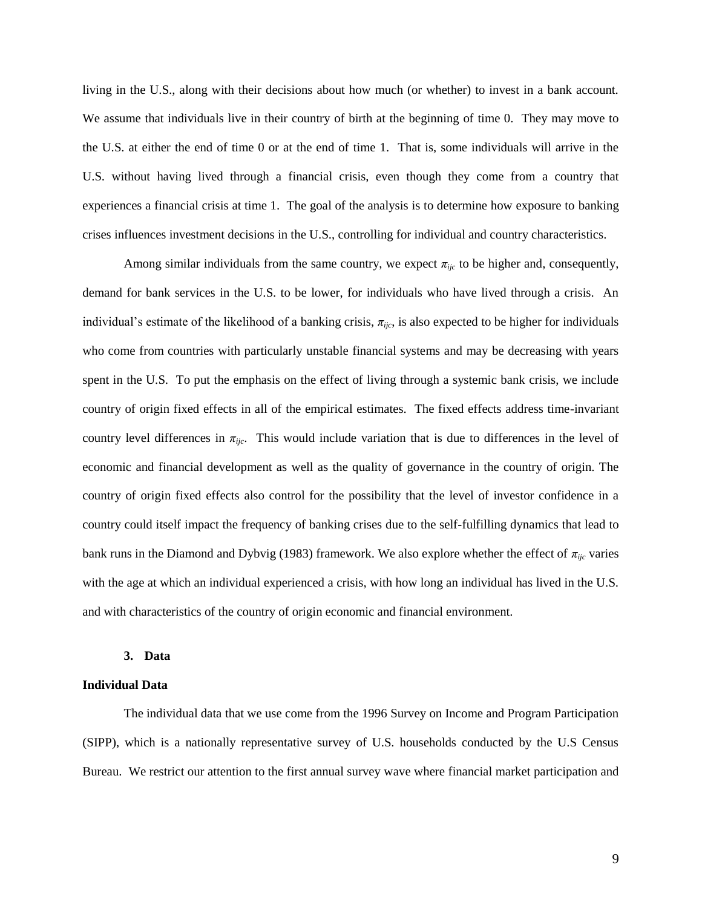living in the U.S., along with their decisions about how much (or whether) to invest in a bank account. We assume that individuals live in their country of birth at the beginning of time 0. They may move to the U.S. at either the end of time 0 or at the end of time 1. That is, some individuals will arrive in the U.S. without having lived through a financial crisis, even though they come from a country that experiences a financial crisis at time 1. The goal of the analysis is to determine how exposure to banking crises influences investment decisions in the U.S., controlling for individual and country characteristics.

Among similar individuals from the same country, we expect $\pi_{ijc}$ to be higher and, consequently, demand for bank services in the U.S. to be lower, for individuals who have lived through a crisis. An individual's estimate of the likelihood of a banking crisis, $\pi_{ijc}$, is also expected to be higher for individuals who come from countries with particularly unstable financial systems and may be decreasing with years spent in the U.S. To put the emphasis on the effect of living through a systemic bank crisis, we include country of origin fixed effects in all of the empirical estimates. The fixed effects address time-invariant country level differences in $\pi_{ijc}$. This would include variation that is due to differences in the level of economic and financial development as well as the quality of governance in the country of origin. The country of origin fixed effects also control for the possibility that the level of investor confidence in a country could itself impact the frequency of banking crises due to the self-fulfilling dynamics that lead to bank runs in the Diamond and Dybvig (1983) framework. We also explore whether the effect of $\pi_{ijc}$ varies with the age at which an individual experienced a crisis, with how long an individual has lived in the U.S. and with characteristics of the country of origin economic and financial environment.

## 3. Data

### Individual Data

The individual data that we use come from the 1996 Survey on Income and Program Participation (SIPP), which is a nationally representative survey of U.S. households conducted by the U.S Census Bureau. We restrict our attention to the first annual survey wave where financial market participation and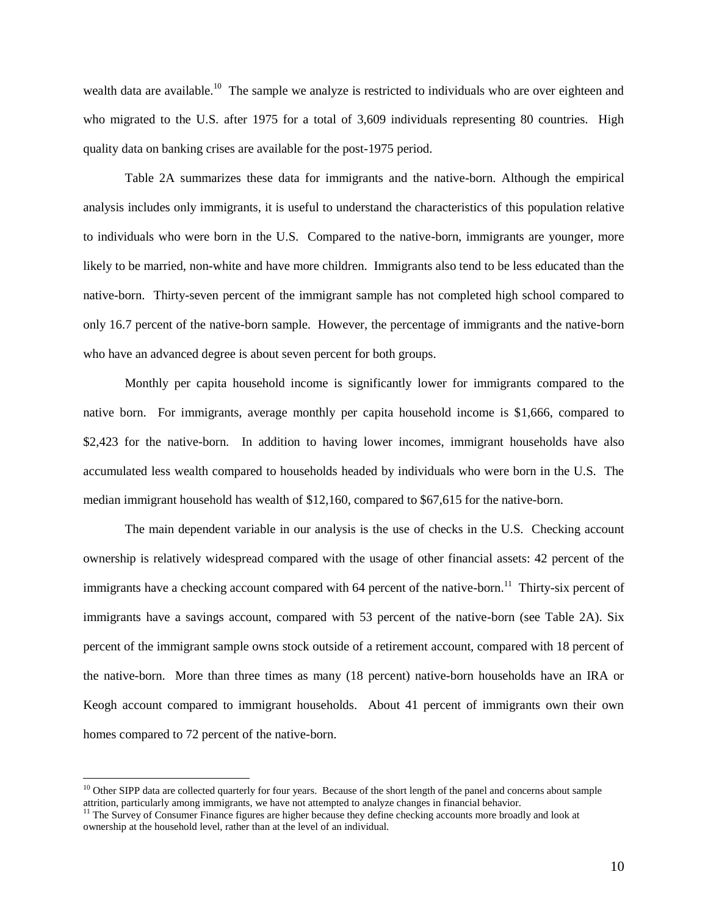wealth data are available.[10] The sample we analyze is restricted to individuals who are over eighteen and who migrated to the U.S. after 1975 for a total of 3,609 individuals representing 80 countries. High quality data on banking crises are available for the post-1975 period.

Table 2A summarizes these data for immigrants and the native-born. Although the empirical analysis includes only immigrants, it is useful to understand the characteristics of this population relative to individuals who were born in the U.S. Compared to the native-born, immigrants are younger, more likely to be married, non-white and have more children. Immigrants also tend to be less educated than the native-born. Thirty-seven percent of the immigrant sample has not completed high school compared to only 16.7 percent of the native-born sample. However, the percentage of immigrants and the native-born who have an advanced degree is about seven percent for both groups.

Monthly per capita household income is significantly lower for immigrants compared to the native born. For immigrants, average monthly per capita household income is $1,666, compared to $2,423 for the native-born. In addition to having lower incomes, immigrant households have also accumulated less wealth compared to households headed by individuals who were born in the U.S. The median immigrant household has wealth of $12,160, compared to $67,615 for the native-born.

The main dependent variable in our analysis is the use of checks in the U.S. Checking account ownership is relatively widespread compared with the usage of other financial assets: 42 percent of the immigrants have a checking account compared with 64 percent of the native-born.[11] Thirty-six percent of immigrants have a savings account, compared with 53 percent of the native-born (see Table 2A). Six percent of the immigrant sample owns stock outside of a retirement account, compared with 18 percent of the native-born. More than three times as many (18 percent) native-born households have an IRA or Keogh account compared to immigrant households. About 41 percent of immigrants own their own homes compared to 72 percent of the native-born.

---

[10] Other SIPP data are collected quarterly for four years. Because of the short length of the panel and concerns about sample attrition, particularly among immigrants, we have not attempted to analyze changes in financial behavior.

[11] The Survey of Consumer Finance figures are higher because they define checking accounts more broadly and look at ownership at the household level, rather than at the level of an individual.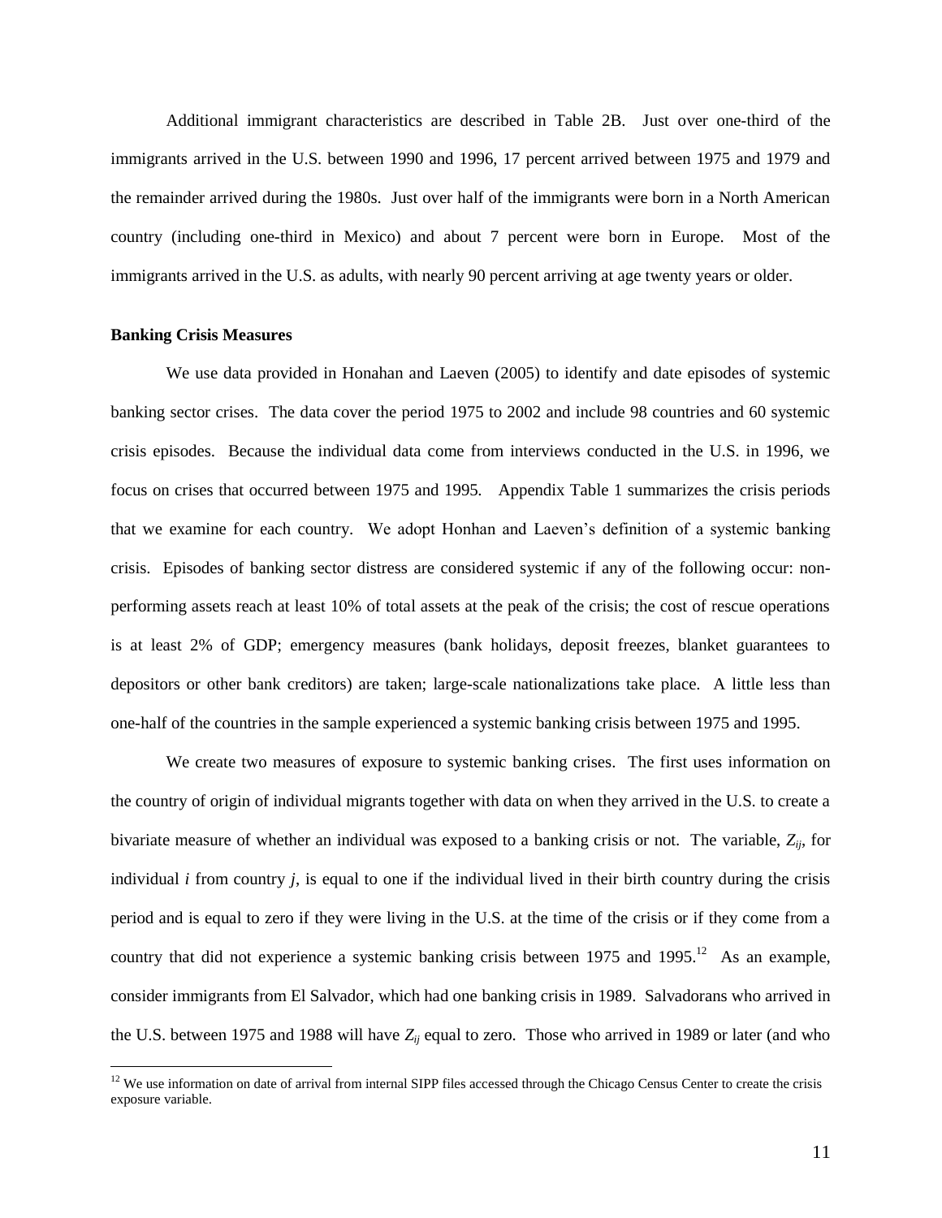Additional immigrant characteristics are described in Table 2B. Just over one-third of the immigrants arrived in the U.S. between 1990 and 1996, 17 percent arrived between 1975 and 1979 and the remainder arrived during the 1980s. Just over half of the immigrants were born in a North American country (including one-third in Mexico) and about 7 percent were born in Europe. Most of the immigrants arrived in the U.S. as adults, with nearly 90 percent arriving at age twenty years or older.

**Banking Crisis Measures**

We use data provided in Honahan and Laeven (2005) to identify and date episodes of systemic banking sector crises. The data cover the period 1975 to 2002 and include 98 countries and 60 systemic crisis episodes. Because the individual data come from interviews conducted in the U.S. in 1996, we focus on crises that occurred between 1975 and 1995. Appendix Table 1 summarizes the crisis periods that we examine for each country. We adopt Honhan and Laeven's definition of a systemic banking crisis. Episodes of banking sector distress are considered systemic if any of the following occur: non-performing assets reach at least 10% of total assets at the peak of the crisis; the cost of rescue operations is at least 2% of GDP; emergency measures (bank holidays, deposit freezes, blanket guarantees to depositors or other bank creditors) are taken; large-scale nationalizations take place. A little less than one-half of the countries in the sample experienced a systemic banking crisis between 1975 and 1995.

We create two measures of exposure to systemic banking crises. The first uses information on the country of origin of individual migrants together with data on when they arrived in the U.S. to create a bivariate measure of whether an individual was exposed to a banking crisis or not. The variable, $Z_{ij}$, for individual $i$ from country $j$, is equal to one if the individual lived in their birth country during the crisis period and is equal to zero if they were living in the U.S. at the time of the crisis or if they come from a country that did not experience a systemic banking crisis between 1975 and 1995.[12] As an example, consider immigrants from El Salvador, which had one banking crisis in 1989. Salvadorans who arrived in the U.S. between 1975 and 1988 will have $Z_{ij}$ equal to zero. Those who arrived in 1989 or later (and who

[12] We use information on date of arrival from internal SIPP files accessed through the Chicago Census Center to create the crisis exposure variable.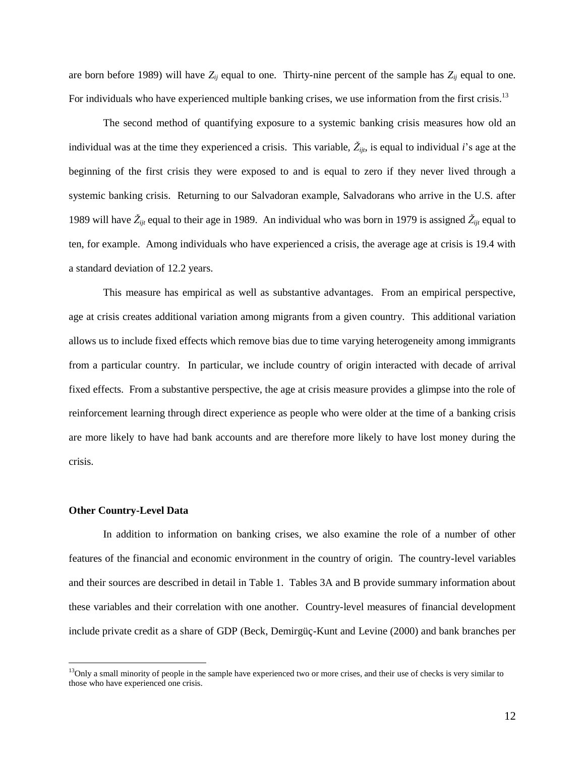are born before 1989) will have $Z_{ij}$ equal to one. Thirty-nine percent of the sample has $Z_{ij}$ equal to one. For individuals who have experienced multiple banking crises, we use information from the first crisis.[13]

The second method of quantifying exposure to a systemic banking crisis measures how old an individual was at the time they experienced a crisis. This variable, $\check{Z}_{ijt}$, is equal to individual *i*'s age at the beginning of the first crisis they were exposed to and is equal to zero if they never lived through a systemic banking crisis. Returning to our Salvadoran example, Salvadorans who arrive in the U.S. after 1989 will have $\check{Z}_{ijt}$ equal to their age in 1989. An individual who was born in 1979 is assigned $\check{Z}_{ijt}$ equal to ten, for example. Among individuals who have experienced a crisis, the average age at crisis is 19.4 with a standard deviation of 12.2 years.

This measure has empirical as well as substantive advantages. From an empirical perspective, age at crisis creates additional variation among migrants from a given country. This additional variation allows us to include fixed effects which remove bias due to time varying heterogeneity among immigrants from a particular country. In particular, we include country of origin interacted with decade of arrival fixed effects. From a substantive perspective, the age at crisis measure provides a glimpse into the role of reinforcement learning through direct experience as people who were older at the time of a banking crisis are more likely to have had bank accounts and are therefore more likely to have lost money during the crisis.

**Other Country-Level Data**

In addition to information on banking crises, we also examine the role of a number of other features of the financial and economic environment in the country of origin. The country-level variables and their sources are described in detail in Table 1. Tables 3A and B provide summary information about these variables and their correlation with one another. Country-level measures of financial development include private credit as a share of GDP (Beck, Demirgüç-Kunt and Levine (2000) and bank branches per

[13]Only a small minority of people in the sample have experienced two or more crises, and their use of checks is very similar to those who have experienced one crisis.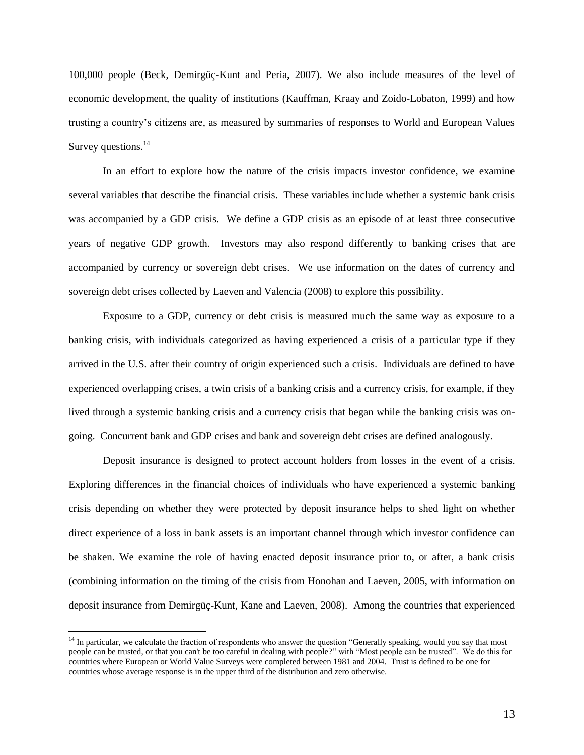100,000 people (Beck, Demirgüç-Kunt and Peria**,** 2007). We also include measures of the level of economic development, the quality of institutions (Kauffman, Kraay and Zoido-Lobaton, 1999) and how trusting a country's citizens are, as measured by summaries of responses to World and European Values Survey questions.[14]

In an effort to explore how the nature of the crisis impacts investor confidence, we examine several variables that describe the financial crisis. These variables include whether a systemic bank crisis was accompanied by a GDP crisis. We define a GDP crisis as an episode of at least three consecutive years of negative GDP growth. Investors may also respond differently to banking crises that are accompanied by currency or sovereign debt crises. We use information on the dates of currency and sovereign debt crises collected by Laeven and Valencia (2008) to explore this possibility.

Exposure to a GDP, currency or debt crisis is measured much the same way as exposure to a banking crisis, with individuals categorized as having experienced a crisis of a particular type if they arrived in the U.S. after their country of origin experienced such a crisis. Individuals are defined to have experienced overlapping crises, a twin crisis of a banking crisis and a currency crisis, for example, if they lived through a systemic banking crisis and a currency crisis that began while the banking crisis was on-going. Concurrent bank and GDP crises and bank and sovereign debt crises are defined analogously.

Deposit insurance is designed to protect account holders from losses in the event of a crisis. Exploring differences in the financial choices of individuals who have experienced a systemic banking crisis depending on whether they were protected by deposit insurance helps to shed light on whether direct experience of a loss in bank assets is an important channel through which investor confidence can be shaken. We examine the role of having enacted deposit insurance prior to, or after, a bank crisis (combining information on the timing of the crisis from Honohan and Laeven, 2005, with information on deposit insurance from Demirgüç-Kunt, Kane and Laeven, 2008). Among the countries that experienced

[14] In particular, we calculate the fraction of respondents who answer the question "Generally speaking, would you say that most people can be trusted, or that you can't be too careful in dealing with people?" with "Most people can be trusted". We do this for countries where European or World Value Surveys were completed between 1981 and 2004. Trust is defined to be one for countries whose average response is in the upper third of the distribution and zero otherwise.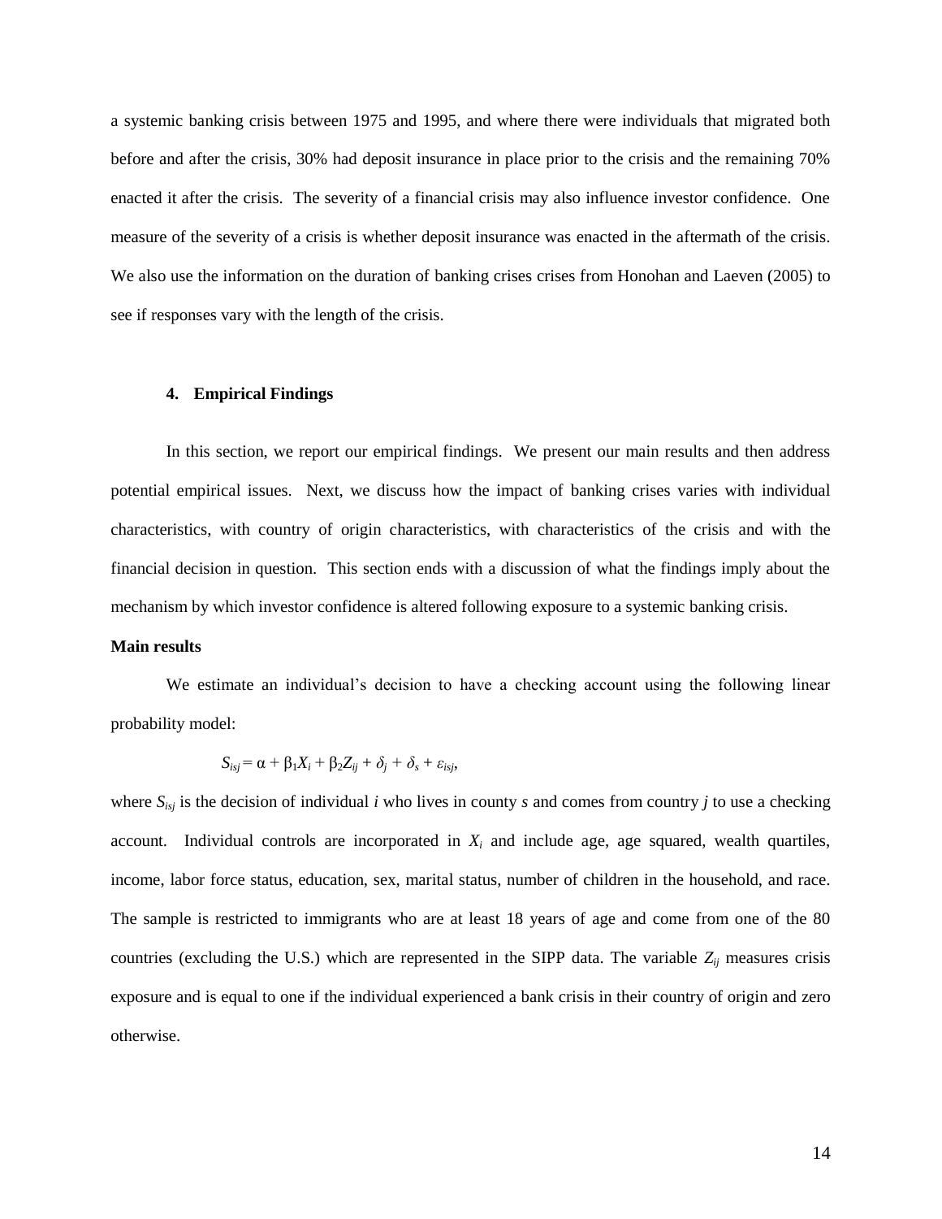a systemic banking crisis between 1975 and 1995, and where there were individuals that migrated both before and after the crisis, 30% had deposit insurance in place prior to the crisis and the remaining 70% enacted it after the crisis. The severity of a financial crisis may also influence investor confidence. One measure of the severity of a crisis is whether deposit insurance was enacted in the aftermath of the crisis. We also use the information on the duration of banking crises crises from Honohan and Laeven (2005) to see if responses vary with the length of the crisis.

## 4. Empirical Findings

In this section, we report our empirical findings. We present our main results and then address potential empirical issues. Next, we discuss how the impact of banking crises varies with individual characteristics, with country of origin characteristics, with characteristics of the crisis and with the financial decision in question. This section ends with a discussion of what the findings imply about the mechanism by which investor confidence is altered following exposure to a systemic banking crisis.

**Main results**

We estimate an individual's decision to have a checking account using the following linear probability model:

$$S_{isj} = \alpha + \beta_1 X_i + \beta_2 Z_{ij} + \delta_j + \delta_s + \varepsilon_{isj},$$

where $S_{isj}$ is the decision of individual *i* who lives in county *s* and comes from country *j* to use a checking account. Individual controls are incorporated in $X_i$ and include age, age squared, wealth quartiles, income, labor force status, education, sex, marital status, number of children in the household, and race. The sample is restricted to immigrants who are at least 18 years of age and come from one of the 80 countries (excluding the U.S.) which are represented in the SIPP data. The variable $Z_{ij}$ measures crisis exposure and is equal to one if the individual experienced a bank crisis in their country of origin and zero otherwise.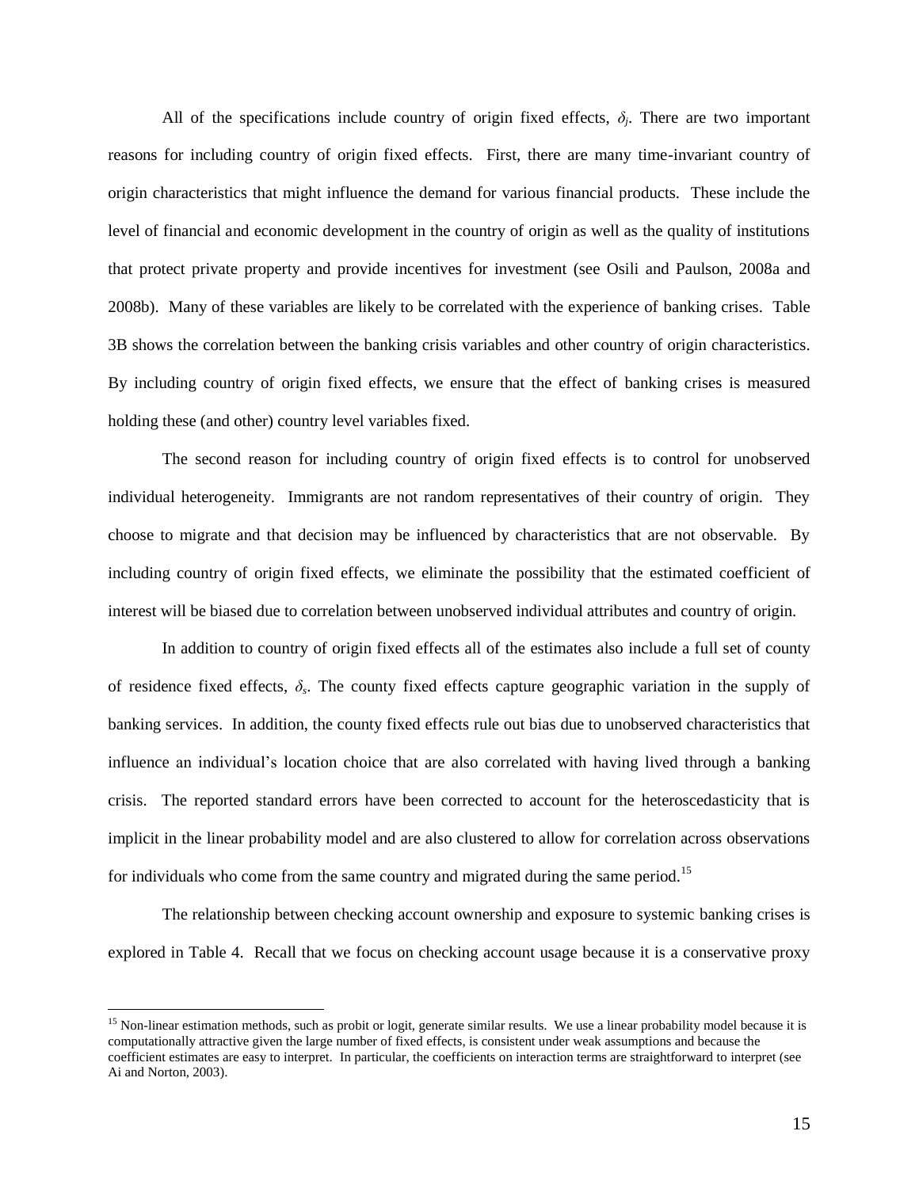All of the specifications include country of origin fixed effects, $\delta_j$. There are two important reasons for including country of origin fixed effects. First, there are many time-invariant country of origin characteristics that might influence the demand for various financial products. These include the level of financial and economic development in the country of origin as well as the quality of institutions that protect private property and provide incentives for investment (see Osili and Paulson, 2008a and 2008b). Many of these variables are likely to be correlated with the experience of banking crises. Table 3B shows the correlation between the banking crisis variables and other country of origin characteristics. By including country of origin fixed effects, we ensure that the effect of banking crises is measured holding these (and other) country level variables fixed.

The second reason for including country of origin fixed effects is to control for unobserved individual heterogeneity. Immigrants are not random representatives of their country of origin. They choose to migrate and that decision may be influenced by characteristics that are not observable. By including country of origin fixed effects, we eliminate the possibility that the estimated coefficient of interest will be biased due to correlation between unobserved individual attributes and country of origin.

In addition to country of origin fixed effects all of the estimates also include a full set of county of residence fixed effects, $\delta_s$. The county fixed effects capture geographic variation in the supply of banking services. In addition, the county fixed effects rule out bias due to unobserved characteristics that influence an individual's location choice that are also correlated with having lived through a banking crisis. The reported standard errors have been corrected to account for the heteroscedasticity that is implicit in the linear probability model and are also clustered to allow for correlation across observations for individuals who come from the same country and migrated during the same period.[15]

The relationship between checking account ownership and exposure to systemic banking crises is explored in Table 4. Recall that we focus on checking account usage because it is a conservative proxy

[15] Non-linear estimation methods, such as probit or logit, generate similar results. We use a linear probability model because it is computationally attractive given the large number of fixed effects, is consistent under weak assumptions and because the coefficient estimates are easy to interpret. In particular, the coefficients on interaction terms are straightforward to interpret (see Ai and Norton, 2003).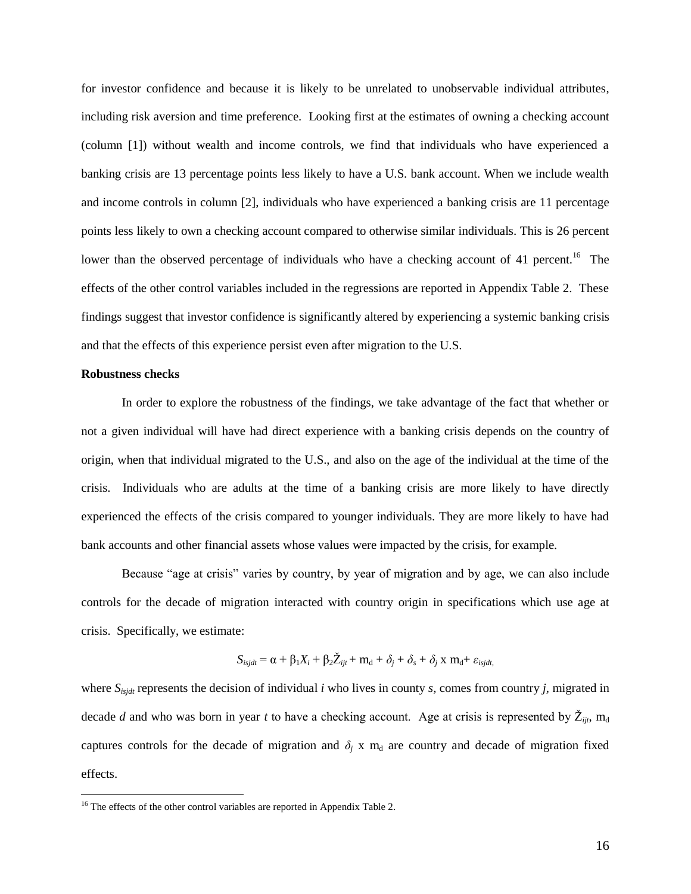for investor confidence and because it is likely to be unrelated to unobservable individual attributes, including risk aversion and time preference. Looking first at the estimates of owning a checking account (column [1]) without wealth and income controls, we find that individuals who have experienced a banking crisis are 13 percentage points less likely to have a U.S. bank account. When we include wealth and income controls in column [2], individuals who have experienced a banking crisis are 11 percentage points less likely to own a checking account compared to otherwise similar individuals. This is 26 percent lower than the observed percentage of individuals who have a checking account of 41 percent.[16] The effects of the other control variables included in the regressions are reported in Appendix Table 2. These findings suggest that investor confidence is significantly altered by experiencing a systemic banking crisis and that the effects of this experience persist even after migration to the U.S.

**Robustness checks**

In order to explore the robustness of the findings, we take advantage of the fact that whether or not a given individual will have had direct experience with a banking crisis depends on the country of origin, when that individual migrated to the U.S., and also on the age of the individual at the time of the crisis. Individuals who are adults at the time of a banking crisis are more likely to have directly experienced the effects of the crisis compared to younger individuals. They are more likely to have had bank accounts and other financial assets whose values were impacted by the crisis, for example.

Because "age at crisis" varies by country, by year of migration and by age, we can also include controls for the decade of migration interacted with country origin in specifications which use age at crisis. Specifically, we estimate:

$$S_{isjdt} = \alpha + \beta_1 X_i + \beta_2 \check{Z}_{ijt} + m_d + \delta_j + \delta_s + \delta_j \text{ x } m_d + \varepsilon_{isjdt,}$$

where $S_{isjdt}$ represents the decision of individual $i$ who lives in county $s$, comes from country $j$, migrated in decade $d$ and who was born in year $t$ to have a checking account. Age at crisis is represented by $\check{Z}_{ijt}$, $m_d$ captures controls for the decade of migration and $\delta_j$ x $m_d$ are country and decade of migration fixed effects.

[16] The effects of the other control variables are reported in Appendix Table 2.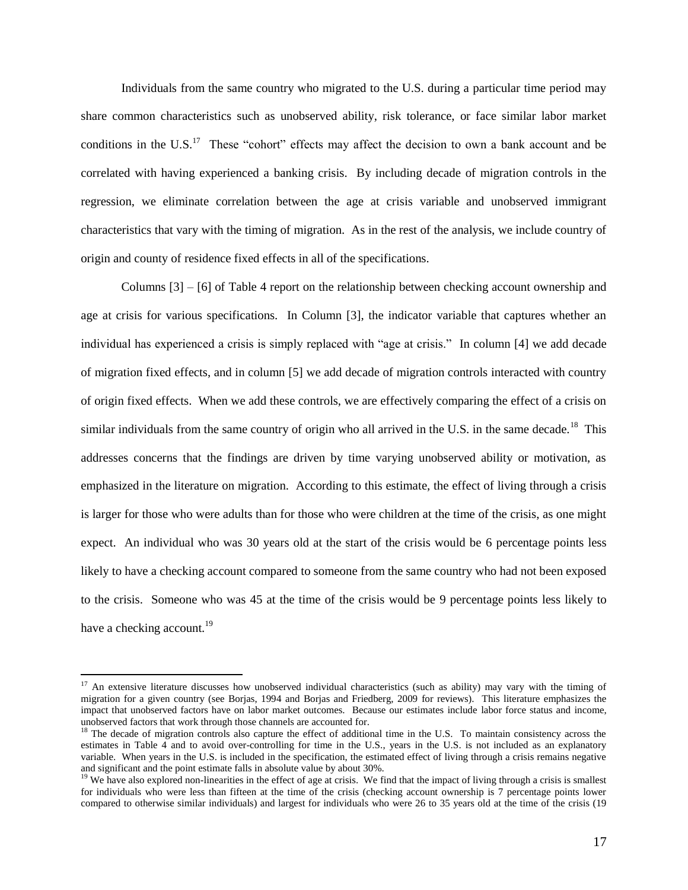Individuals from the same country who migrated to the U.S. during a particular time period may share common characteristics such as unobserved ability, risk tolerance, or face similar labor market conditions in the U.S.[17] These "cohort" effects may affect the decision to own a bank account and be correlated with having experienced a banking crisis. By including decade of migration controls in the regression, we eliminate correlation between the age at crisis variable and unobserved immigrant characteristics that vary with the timing of migration. As in the rest of the analysis, we include country of origin and county of residence fixed effects in all of the specifications.

Columns [3] – [6] of Table 4 report on the relationship between checking account ownership and age at crisis for various specifications. In Column [3], the indicator variable that captures whether an individual has experienced a crisis is simply replaced with "age at crisis." In column [4] we add decade of migration fixed effects, and in column [5] we add decade of migration controls interacted with country of origin fixed effects. When we add these controls, we are effectively comparing the effect of a crisis on similar individuals from the same country of origin who all arrived in the U.S. in the same decade.[18] This addresses concerns that the findings are driven by time varying unobserved ability or motivation, as emphasized in the literature on migration. According to this estimate, the effect of living through a crisis is larger for those who were adults than for those who were children at the time of the crisis, as one might expect. An individual who was 30 years old at the start of the crisis would be 6 percentage points less likely to have a checking account compared to someone from the same country who had not been exposed to the crisis. Someone who was 45 at the time of the crisis would be 9 percentage points less likely to have a checking account.[19]

---

[17] An extensive literature discusses how unobserved individual characteristics (such as ability) may vary with the timing of migration for a given country (see Borjas, 1994 and Borjas and Friedberg, 2009 for reviews). This literature emphasizes the impact that unobserved factors have on labor market outcomes. Because our estimates include labor force status and income, unobserved factors that work through those channels are accounted for.

[18] The decade of migration controls also capture the effect of additional time in the U.S. To maintain consistency across the estimates in Table 4 and to avoid over-controlling for time in the U.S., years in the U.S. is not included as an explanatory variable. When years in the U.S. is included in the specification, the estimated effect of living through a crisis remains negative and significant and the point estimate falls in absolute value by about 30%.

[19] We have also explored non-linearities in the effect of age at crisis. We find that the impact of living through a crisis is smallest for individuals who were less than fifteen at the time of the crisis (checking account ownership is 7 percentage points lower compared to otherwise similar individuals) and largest for individuals who were 26 to 35 years old at the time of the crisis (19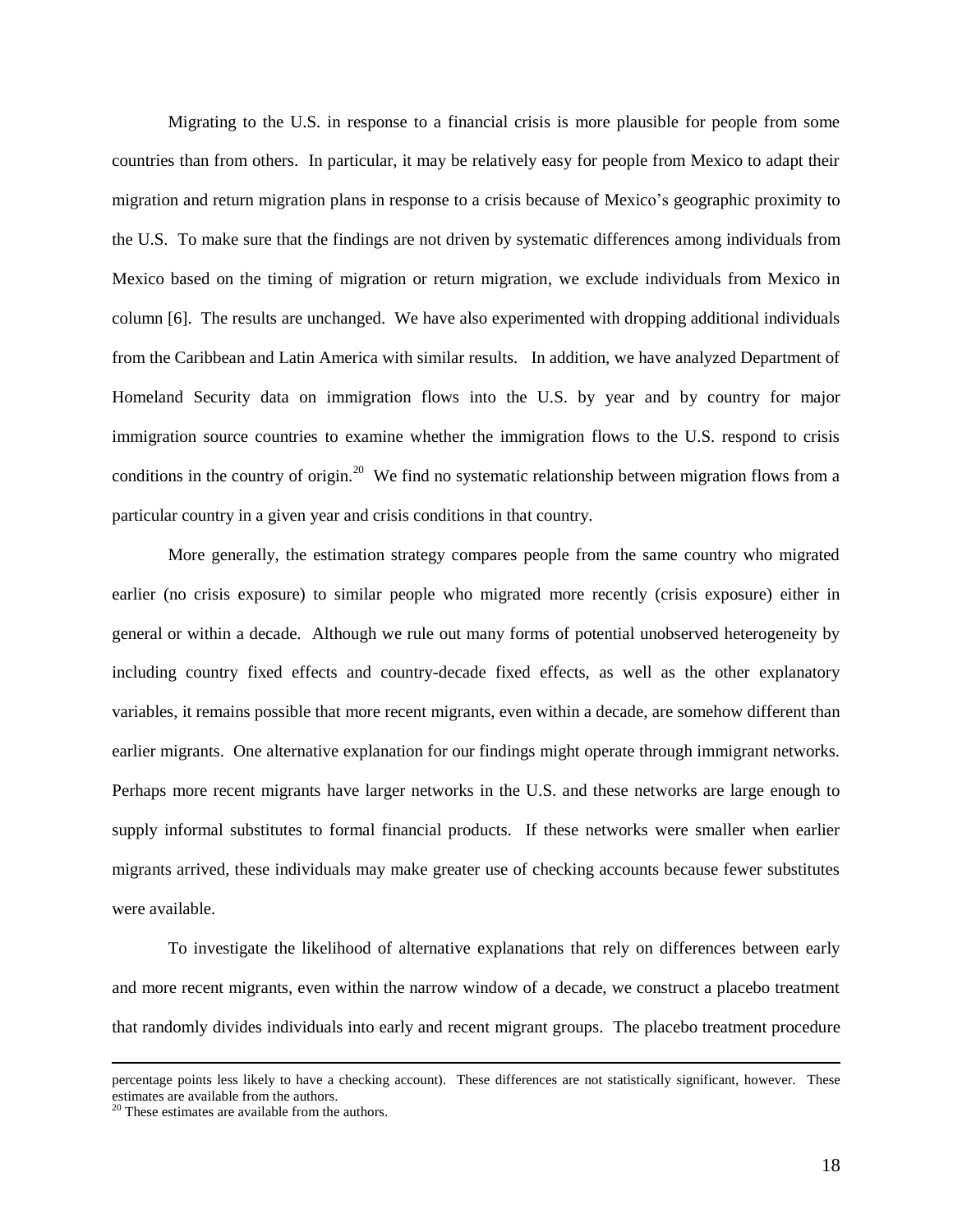Migrating to the U.S. in response to a financial crisis is more plausible for people from some countries than from others. In particular, it may be relatively easy for people from Mexico to adapt their migration and return migration plans in response to a crisis because of Mexico's geographic proximity to the U.S. To make sure that the findings are not driven by systematic differences among individuals from Mexico based on the timing of migration or return migration, we exclude individuals from Mexico in column [6]. The results are unchanged. We have also experimented with dropping additional individuals from the Caribbean and Latin America with similar results. In addition, we have analyzed Department of Homeland Security data on immigration flows into the U.S. by year and by country for major immigration source countries to examine whether the immigration flows to the U.S. respond to crisis conditions in the country of origin.[20] We find no systematic relationship between migration flows from a particular country in a given year and crisis conditions in that country.

More generally, the estimation strategy compares people from the same country who migrated earlier (no crisis exposure) to similar people who migrated more recently (crisis exposure) either in general or within a decade. Although we rule out many forms of potential unobserved heterogeneity by including country fixed effects and country-decade fixed effects, as well as the other explanatory variables, it remains possible that more recent migrants, even within a decade, are somehow different than earlier migrants. One alternative explanation for our findings might operate through immigrant networks. Perhaps more recent migrants have larger networks in the U.S. and these networks are large enough to supply informal substitutes to formal financial products. If these networks were smaller when earlier migrants arrived, these individuals may make greater use of checking accounts because fewer substitutes were available.

To investigate the likelihood of alternative explanations that rely on differences between early and more recent migrants, even within the narrow window of a decade, we construct a placebo treatment that randomly divides individuals into early and recent migrant groups. The placebo treatment procedure

percentage points less likely to have a checking account). These differences are not statistically significant, however. These estimates are available from the authors.

[20] These estimates are available from the authors.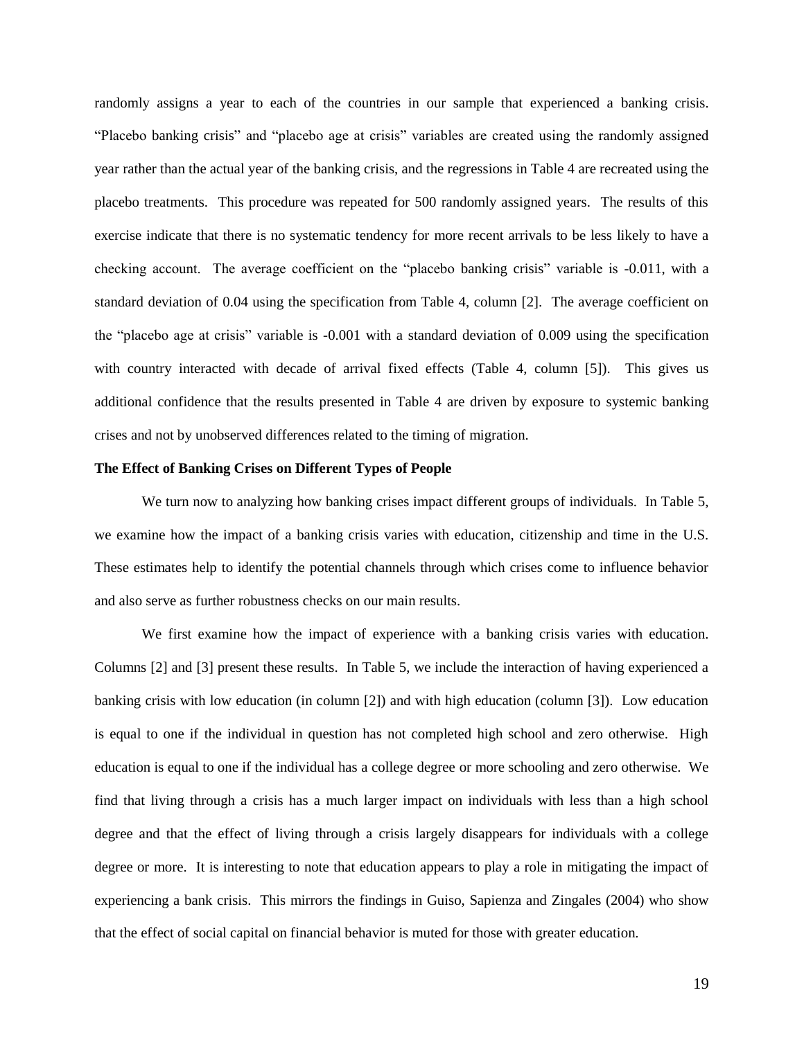randomly assigns a year to each of the countries in our sample that experienced a banking crisis. "Placebo banking crisis" and "placebo age at crisis" variables are created using the randomly assigned year rather than the actual year of the banking crisis, and the regressions in Table 4 are recreated using the placebo treatments. This procedure was repeated for 500 randomly assigned years. The results of this exercise indicate that there is no systematic tendency for more recent arrivals to be less likely to have a checking account. The average coefficient on the "placebo banking crisis" variable is -0.011, with a standard deviation of 0.04 using the specification from Table 4, column [2]. The average coefficient on the "placebo age at crisis" variable is -0.001 with a standard deviation of 0.009 using the specification with country interacted with decade of arrival fixed effects (Table 4, column [5]). This gives us additional confidence that the results presented in Table 4 are driven by exposure to systemic banking crises and not by unobserved differences related to the timing of migration.

**The Effect of Banking Crises on Different Types of People**

We turn now to analyzing how banking crises impact different groups of individuals. In Table 5, we examine how the impact of a banking crisis varies with education, citizenship and time in the U.S. These estimates help to identify the potential channels through which crises come to influence behavior and also serve as further robustness checks on our main results.

We first examine how the impact of experience with a banking crisis varies with education. Columns [2] and [3] present these results. In Table 5, we include the interaction of having experienced a banking crisis with low education (in column [2]) and with high education (column [3]). Low education is equal to one if the individual in question has not completed high school and zero otherwise. High education is equal to one if the individual has a college degree or more schooling and zero otherwise. We find that living through a crisis has a much larger impact on individuals with less than a high school degree and that the effect of living through a crisis largely disappears for individuals with a college degree or more. It is interesting to note that education appears to play a role in mitigating the impact of experiencing a bank crisis. This mirrors the findings in Guiso, Sapienza and Zingales (2004) who show that the effect of social capital on financial behavior is muted for those with greater education.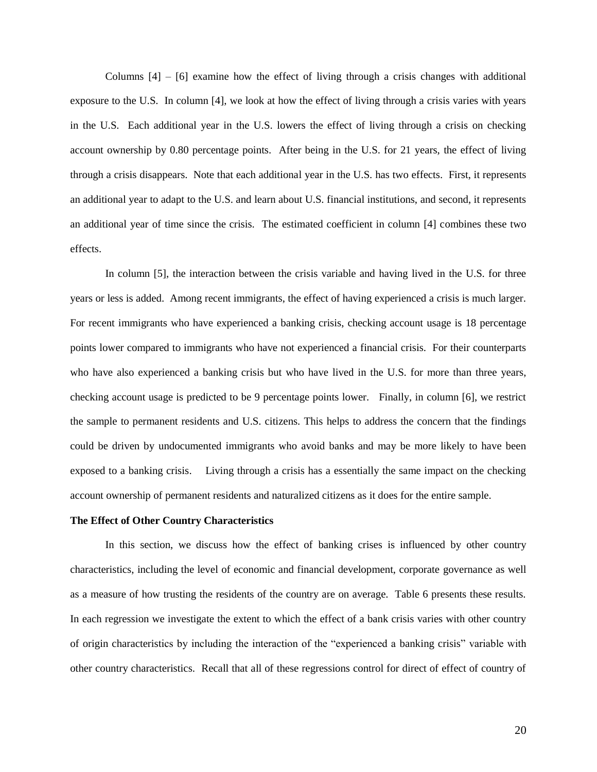Columns [4] – [6] examine how the effect of living through a crisis changes with additional exposure to the U.S. In column [4], we look at how the effect of living through a crisis varies with years in the U.S. Each additional year in the U.S. lowers the effect of living through a crisis on checking account ownership by 0.80 percentage points. After being in the U.S. for 21 years, the effect of living through a crisis disappears. Note that each additional year in the U.S. has two effects. First, it represents an additional year to adapt to the U.S. and learn about U.S. financial institutions, and second, it represents an additional year of time since the crisis. The estimated coefficient in column [4] combines these two effects.

In column [5], the interaction between the crisis variable and having lived in the U.S. for three years or less is added. Among recent immigrants, the effect of having experienced a crisis is much larger. For recent immigrants who have experienced a banking crisis, checking account usage is 18 percentage points lower compared to immigrants who have not experienced a financial crisis. For their counterparts who have also experienced a banking crisis but who have lived in the U.S. for more than three years, checking account usage is predicted to be 9 percentage points lower. Finally, in column [6], we restrict the sample to permanent residents and U.S. citizens. This helps to address the concern that the findings could be driven by undocumented immigrants who avoid banks and may be more likely to have been exposed to a banking crisis. Living through a crisis has a essentially the same impact on the checking account ownership of permanent residents and naturalized citizens as it does for the entire sample.

**The Effect of Other Country Characteristics**

In this section, we discuss how the effect of banking crises is influenced by other country characteristics, including the level of economic and financial development, corporate governance as well as a measure of how trusting the residents of the country are on average. Table 6 presents these results. In each regression we investigate the extent to which the effect of a bank crisis varies with other country of origin characteristics by including the interaction of the "experienced a banking crisis" variable with other country characteristics. Recall that all of these regressions control for direct of effect of country of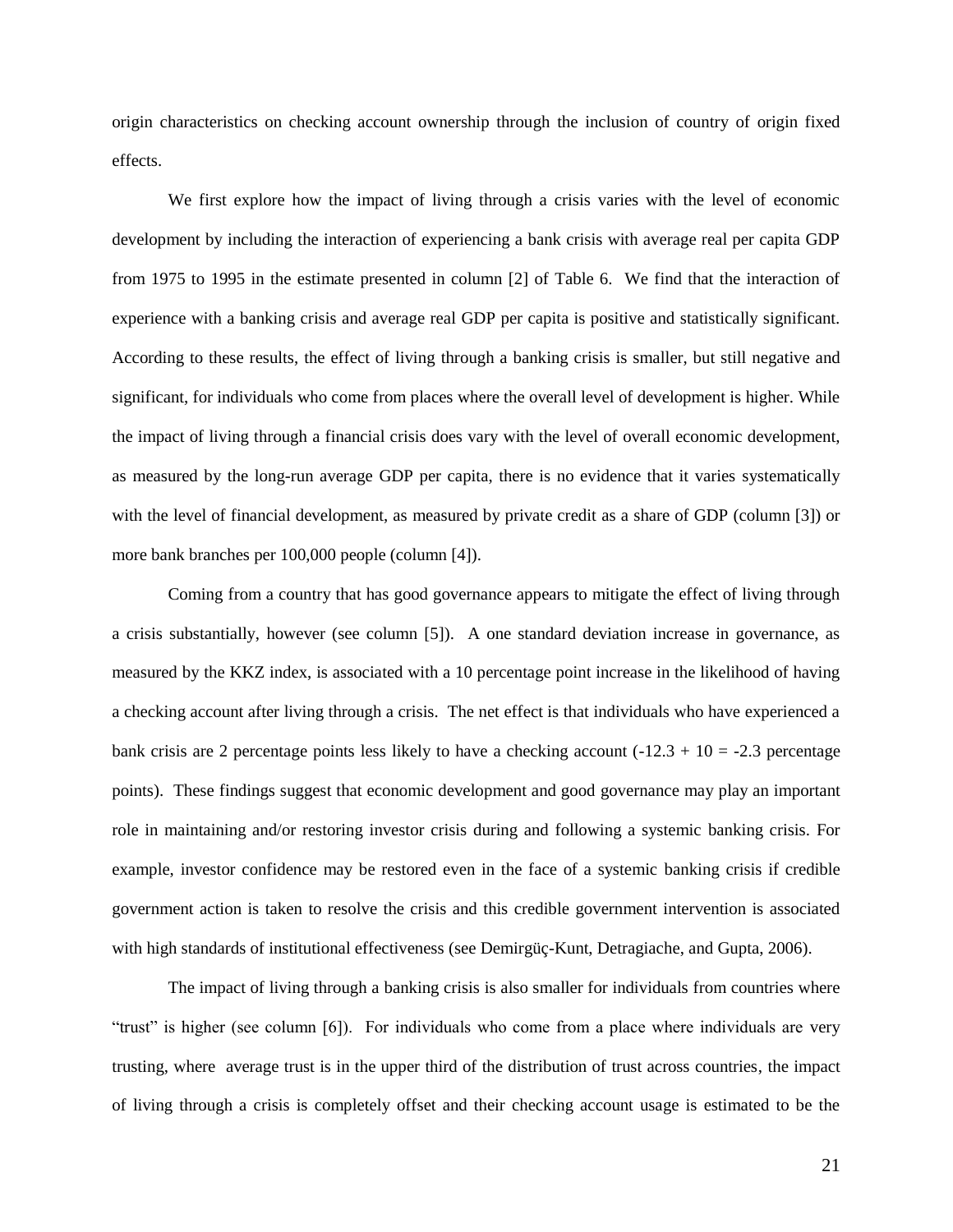origin characteristics on checking account ownership through the inclusion of country of origin fixed effects.

We first explore how the impact of living through a crisis varies with the level of economic development by including the interaction of experiencing a bank crisis with average real per capita GDP from 1975 to 1995 in the estimate presented in column [2] of Table 6. We find that the interaction of experience with a banking crisis and average real GDP per capita is positive and statistically significant. According to these results, the effect of living through a banking crisis is smaller, but still negative and significant, for individuals who come from places where the overall level of development is higher. While the impact of living through a financial crisis does vary with the level of overall economic development, as measured by the long-run average GDP per capita, there is no evidence that it varies systematically with the level of financial development, as measured by private credit as a share of GDP (column [3]) or more bank branches per 100,000 people (column [4]).

Coming from a country that has good governance appears to mitigate the effect of living through a crisis substantially, however (see column [5]). A one standard deviation increase in governance, as measured by the KKZ index, is associated with a 10 percentage point increase in the likelihood of having a checking account after living through a crisis. The net effect is that individuals who have experienced a bank crisis are 2 percentage points less likely to have a checking account (-12.3 + 10 = -2.3 percentage points). These findings suggest that economic development and good governance may play an important role in maintaining and/or restoring investor crisis during and following a systemic banking crisis. For example, investor confidence may be restored even in the face of a systemic banking crisis if credible government action is taken to resolve the crisis and this credible government intervention is associated with high standards of institutional effectiveness (see Demirgüç-Kunt, Detragiache, and Gupta, 2006).

The impact of living through a banking crisis is also smaller for individuals from countries where "trust" is higher (see column [6]). For individuals who come from a place where individuals are very trusting, where average trust is in the upper third of the distribution of trust across countries, the impact of living through a crisis is completely offset and their checking account usage is estimated to be the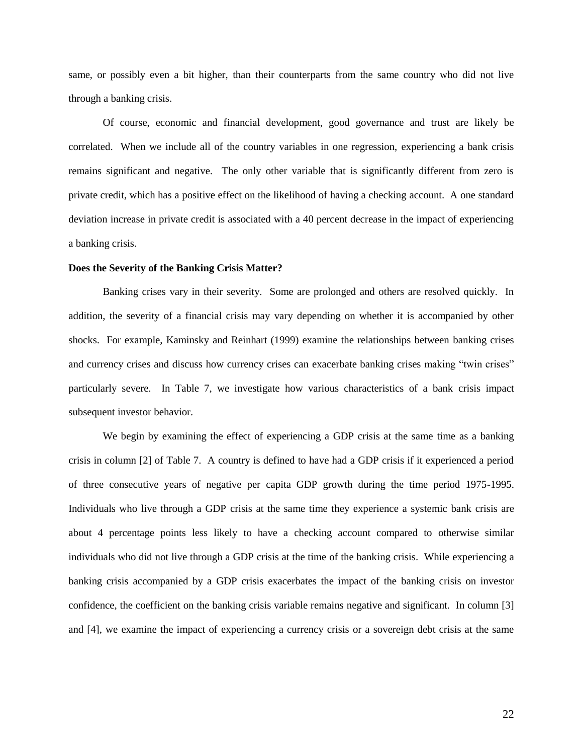same, or possibly even a bit higher, than their counterparts from the same country who did not live through a banking crisis.

Of course, economic and financial development, good governance and trust are likely be correlated. When we include all of the country variables in one regression, experiencing a bank crisis remains significant and negative. The only other variable that is significantly different from zero is private credit, which has a positive effect on the likelihood of having a checking account. A one standard deviation increase in private credit is associated with a 40 percent decrease in the impact of experiencing a banking crisis.

**Does the Severity of the Banking Crisis Matter?**

Banking crises vary in their severity. Some are prolonged and others are resolved quickly. In addition, the severity of a financial crisis may vary depending on whether it is accompanied by other shocks. For example, Kaminsky and Reinhart (1999) examine the relationships between banking crises and currency crises and discuss how currency crises can exacerbate banking crises making “twin crises” particularly severe. In Table 7, we investigate how various characteristics of a bank crisis impact subsequent investor behavior.

We begin by examining the effect of experiencing a GDP crisis at the same time as a banking crisis in column [2] of Table 7. A country is defined to have had a GDP crisis if it experienced a period of three consecutive years of negative per capita GDP growth during the time period 1975-1995. Individuals who live through a GDP crisis at the same time they experience a systemic bank crisis are about 4 percentage points less likely to have a checking account compared to otherwise similar individuals who did not live through a GDP crisis at the time of the banking crisis. While experiencing a banking crisis accompanied by a GDP crisis exacerbates the impact of the banking crisis on investor confidence, the coefficient on the banking crisis variable remains negative and significant. In column [3] and [4], we examine the impact of experiencing a currency crisis or a sovereign debt crisis at the same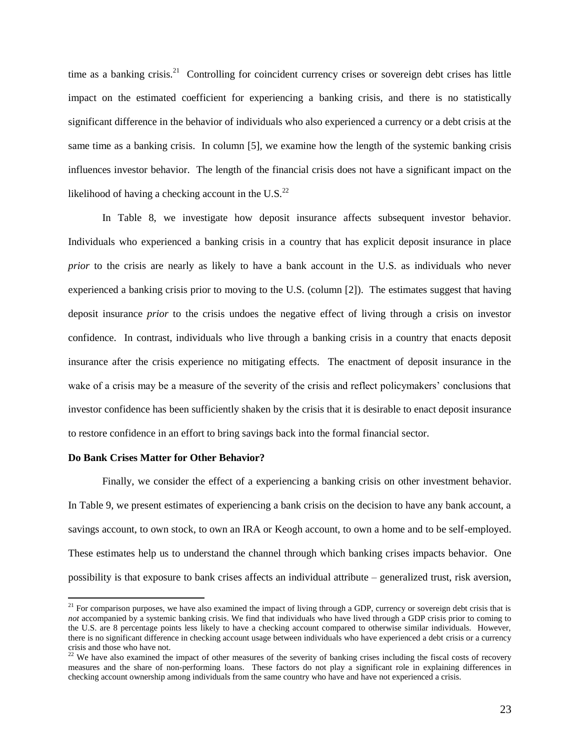time as a banking crisis.[21] Controlling for coincident currency crises or sovereign debt crises has little impact on the estimated coefficient for experiencing a banking crisis, and there is no statistically significant difference in the behavior of individuals who also experienced a currency or a debt crisis at the same time as a banking crisis. In column [5], we examine how the length of the systemic banking crisis influences investor behavior. The length of the financial crisis does not have a significant impact on the likelihood of having a checking account in the U.S.[22]

In Table 8, we investigate how deposit insurance affects subsequent investor behavior. Individuals who experienced a banking crisis in a country that has explicit deposit insurance in place *prior* to the crisis are nearly as likely to have a bank account in the U.S. as individuals who never experienced a banking crisis prior to moving to the U.S. (column [2]). The estimates suggest that having deposit insurance *prior* to the crisis undoes the negative effect of living through a crisis on investor confidence. In contrast, individuals who live through a banking crisis in a country that enacts deposit insurance after the crisis experience no mitigating effects. The enactment of deposit insurance in the wake of a crisis may be a measure of the severity of the crisis and reflect policymakers' conclusions that investor confidence has been sufficiently shaken by the crisis that it is desirable to enact deposit insurance to restore confidence in an effort to bring savings back into the formal financial sector.

**Do Bank Crises Matter for Other Behavior?**

Finally, we consider the effect of a experiencing a banking crisis on other investment behavior. In Table 9, we present estimates of experiencing a bank crisis on the decision to have any bank account, a savings account, to own stock, to own an IRA or Keogh account, to own a home and to be self-employed. These estimates help us to understand the channel through which banking crises impacts behavior. One possibility is that exposure to bank crises affects an individual attribute – generalized trust, risk aversion,

[21] For comparison purposes, we have also examined the impact of living through a GDP, currency or sovereign debt crisis that is *not* accompanied by a systemic banking crisis. We find that individuals who have lived through a GDP crisis prior to coming to the U.S. are 8 percentage points less likely to have a checking account compared to otherwise similar individuals. However, there is no significant difference in checking account usage between individuals who have experienced a debt crisis or a currency crisis and those who have not.

[22] We have also examined the impact of other measures of the severity of banking crises including the fiscal costs of recovery measures and the share of non-performing loans. These factors do not play a significant role in explaining differences in checking account ownership among individuals from the same country who have and have not experienced a crisis.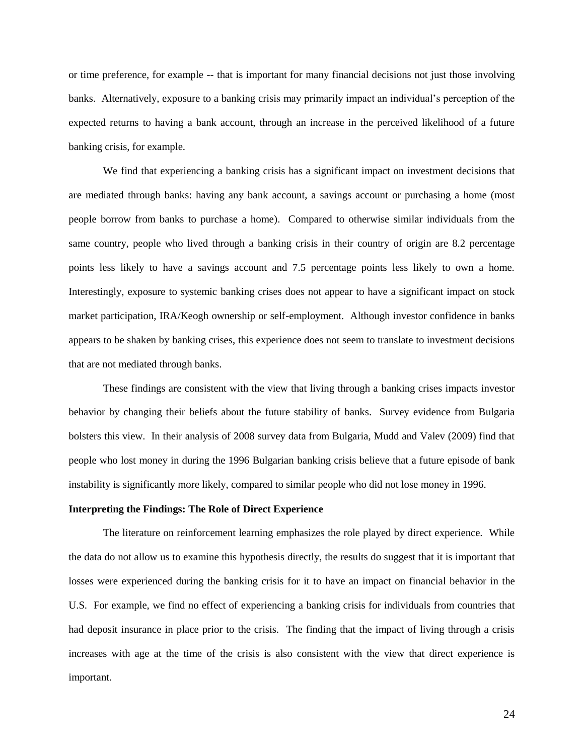or time preference, for example -- that is important for many financial decisions not just those involving banks. Alternatively, exposure to a banking crisis may primarily impact an individual's perception of the expected returns to having a bank account, through an increase in the perceived likelihood of a future banking crisis, for example.

We find that experiencing a banking crisis has a significant impact on investment decisions that are mediated through banks: having any bank account, a savings account or purchasing a home (most people borrow from banks to purchase a home). Compared to otherwise similar individuals from the same country, people who lived through a banking crisis in their country of origin are 8.2 percentage points less likely to have a savings account and 7.5 percentage points less likely to own a home. Interestingly, exposure to systemic banking crises does not appear to have a significant impact on stock market participation, IRA/Keogh ownership or self-employment. Although investor confidence in banks appears to be shaken by banking crises, this experience does not seem to translate to investment decisions that are not mediated through banks.

These findings are consistent with the view that living through a banking crises impacts investor behavior by changing their beliefs about the future stability of banks. Survey evidence from Bulgaria bolsters this view. In their analysis of 2008 survey data from Bulgaria, Mudd and Valev (2009) find that people who lost money in during the 1996 Bulgarian banking crisis believe that a future episode of bank instability is significantly more likely, compared to similar people who did not lose money in 1996.

**Interpreting the Findings: The Role of Direct Experience**

The literature on reinforcement learning emphasizes the role played by direct experience. While the data do not allow us to examine this hypothesis directly, the results do suggest that it is important that losses were experienced during the banking crisis for it to have an impact on financial behavior in the U.S. For example, we find no effect of experiencing a banking crisis for individuals from countries that had deposit insurance in place prior to the crisis. The finding that the impact of living through a crisis increases with age at the time of the crisis is also consistent with the view that direct experience is important.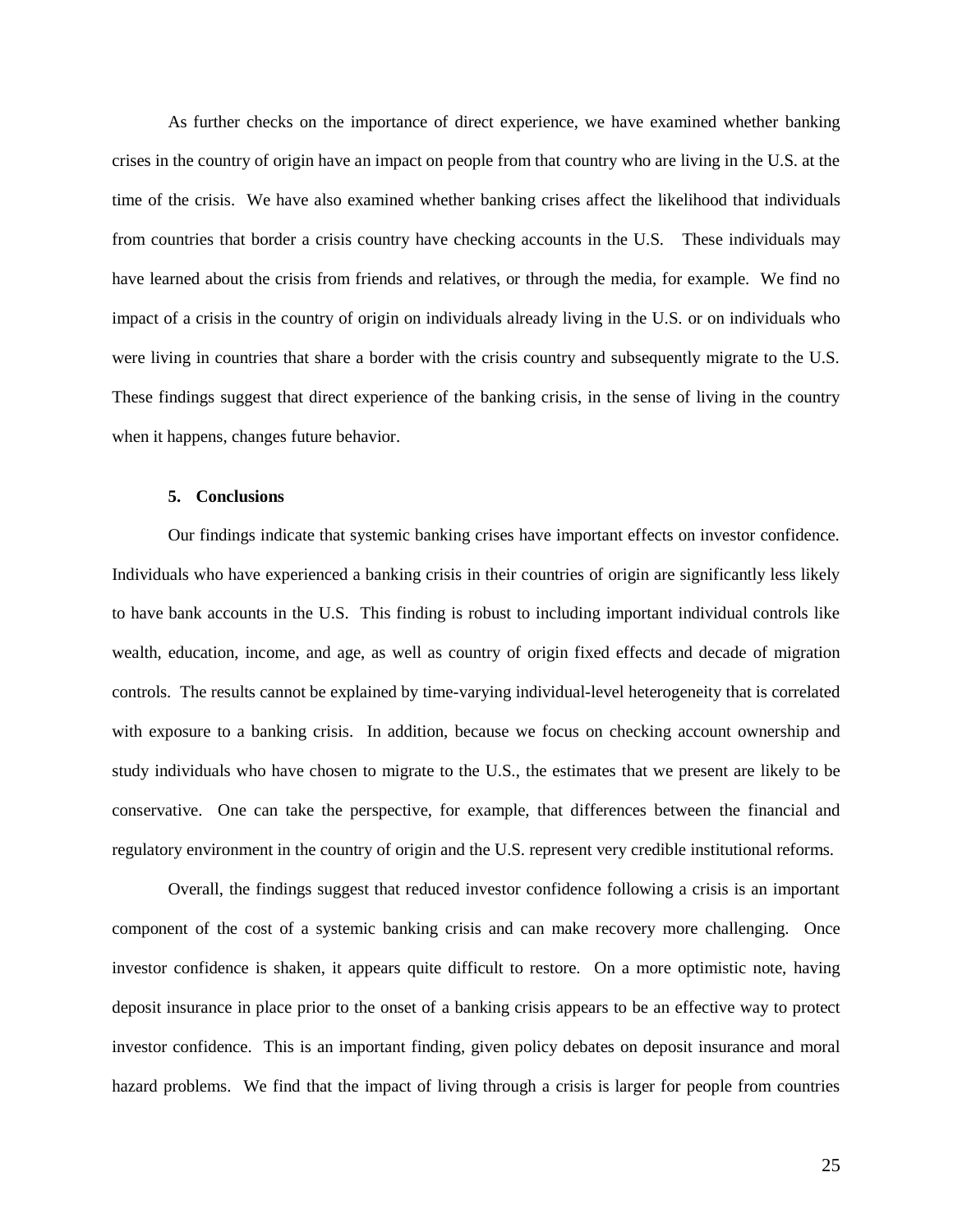As further checks on the importance of direct experience, we have examined whether banking crises in the country of origin have an impact on people from that country who are living in the U.S. at the time of the crisis. We have also examined whether banking crises affect the likelihood that individuals from countries that border a crisis country have checking accounts in the U.S. These individuals may have learned about the crisis from friends and relatives, or through the media, for example. We find no impact of a crisis in the country of origin on individuals already living in the U.S. or on individuals who were living in countries that share a border with the crisis country and subsequently migrate to the U.S. These findings suggest that direct experience of the banking crisis, in the sense of living in the country when it happens, changes future behavior.

## 5. Conclusions

Our findings indicate that systemic banking crises have important effects on investor confidence. Individuals who have experienced a banking crisis in their countries of origin are significantly less likely to have bank accounts in the U.S. This finding is robust to including important individual controls like wealth, education, income, and age, as well as country of origin fixed effects and decade of migration controls. The results cannot be explained by time-varying individual-level heterogeneity that is correlated with exposure to a banking crisis. In addition, because we focus on checking account ownership and study individuals who have chosen to migrate to the U.S., the estimates that we present are likely to be conservative. One can take the perspective, for example, that differences between the financial and regulatory environment in the country of origin and the U.S. represent very credible institutional reforms.

Overall, the findings suggest that reduced investor confidence following a crisis is an important component of the cost of a systemic banking crisis and can make recovery more challenging. Once investor confidence is shaken, it appears quite difficult to restore. On a more optimistic note, having deposit insurance in place prior to the onset of a banking crisis appears to be an effective way to protect investor confidence. This is an important finding, given policy debates on deposit insurance and moral hazard problems. We find that the impact of living through a crisis is larger for people from countries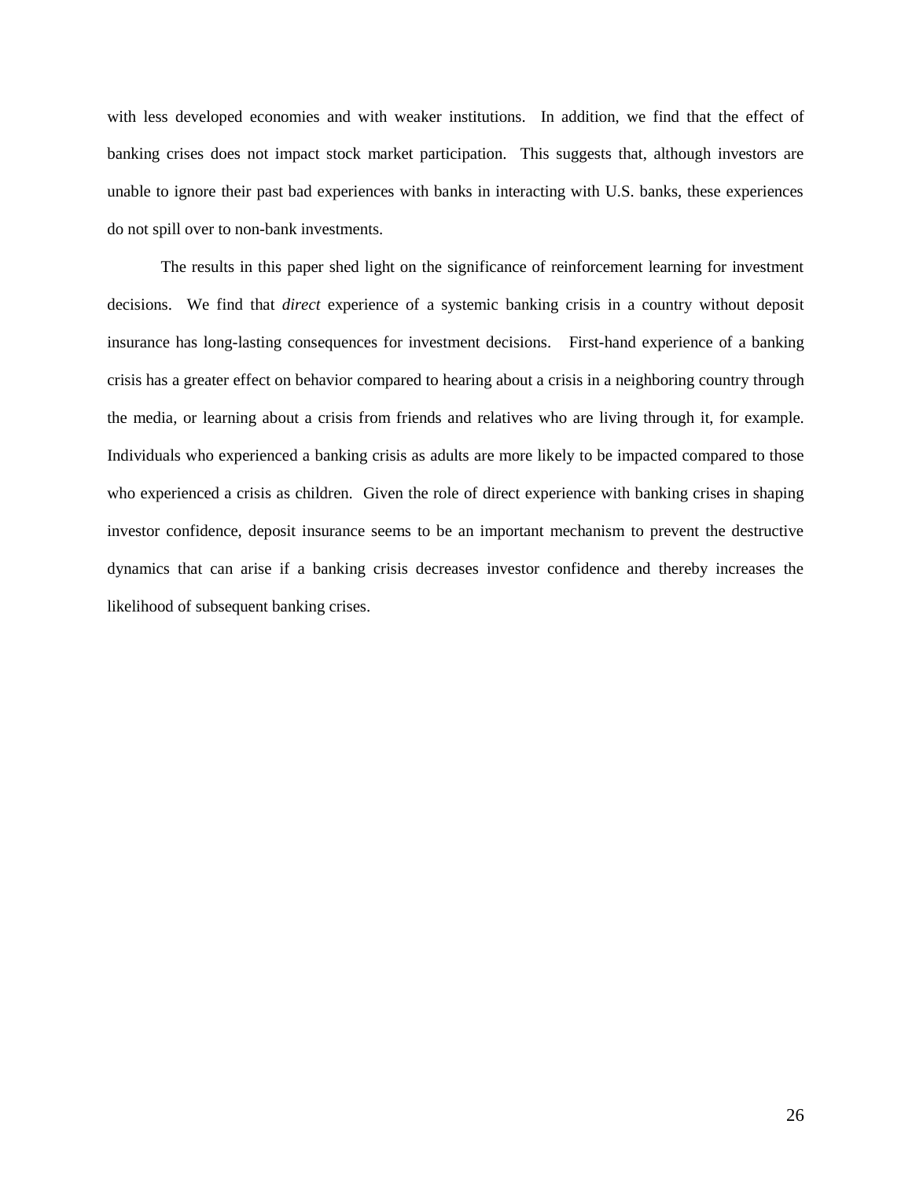with less developed economies and with weaker institutions. In addition, we find that the effect of banking crises does not impact stock market participation. This suggests that, although investors are unable to ignore their past bad experiences with banks in interacting with U.S. banks, these experiences do not spill over to non-bank investments.

The results in this paper shed light on the significance of reinforcement learning for investment decisions. We find that *direct* experience of a systemic banking crisis in a country without deposit insurance has long-lasting consequences for investment decisions. First-hand experience of a banking crisis has a greater effect on behavior compared to hearing about a crisis in a neighboring country through the media, or learning about a crisis from friends and relatives who are living through it, for example. Individuals who experienced a banking crisis as adults are more likely to be impacted compared to those who experienced a crisis as children. Given the role of direct experience with banking crises in shaping investor confidence, deposit insurance seems to be an important mechanism to prevent the destructive dynamics that can arise if a banking crisis decreases investor confidence and thereby increases the likelihood of subsequent banking crises.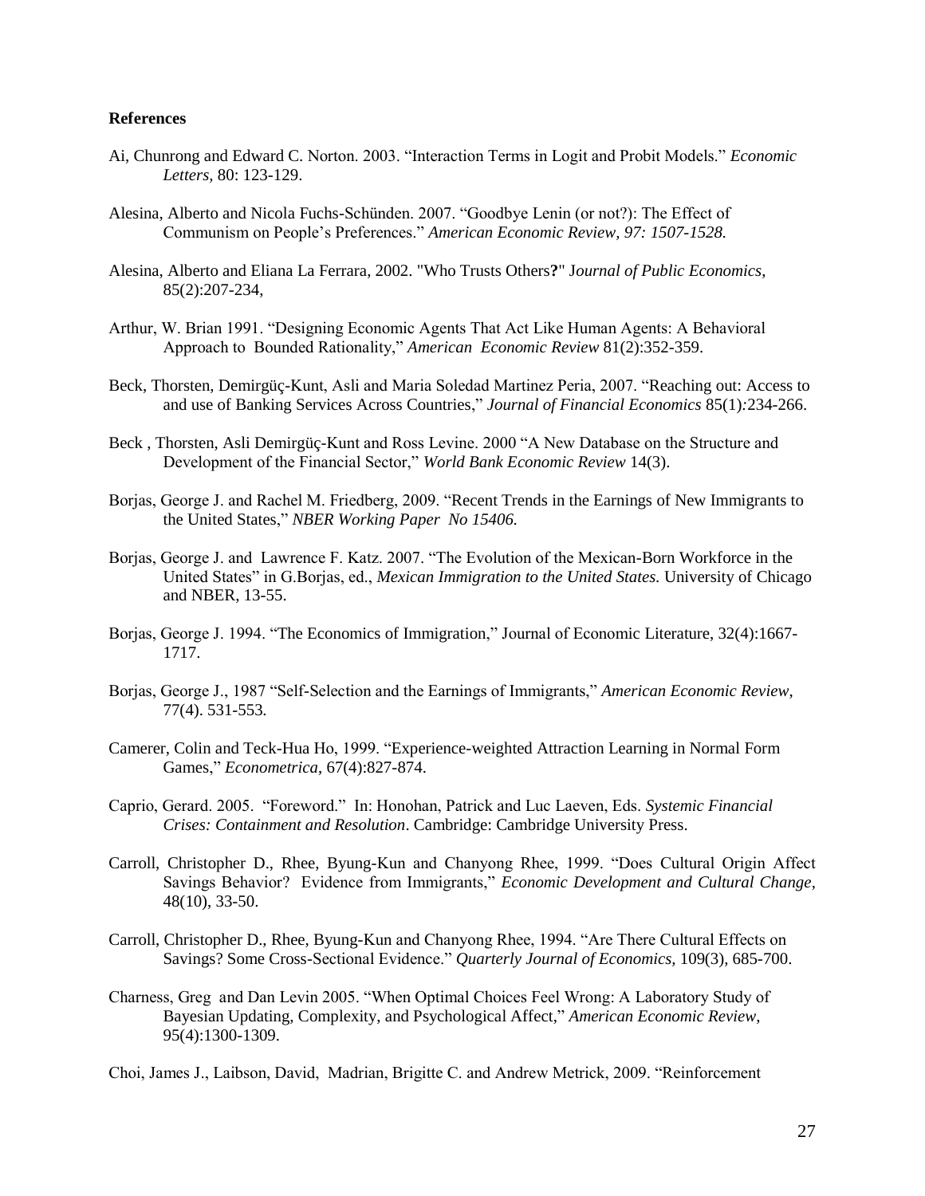**References**

Ai, Chunrong and Edward C. Norton. 2003. "Interaction Terms in Logit and Probit Models." *Economic Letters*, 80: 123-129.

Alesina, Alberto and Nicola Fuchs-Schünden. 2007. "Goodbye Lenin (or not?): The Effect of Communism on People's Preferences." *American Economic Review, 97: 1507-1528.*

Alesina, Alberto and Eliana La Ferrara, 2002. "Who Trusts Others**?**" J*ournal of Public Economics*, 85(2):207-234,

Arthur, W. Brian 1991. "Designing Economic Agents That Act Like Human Agents: A Behavioral Approach to Bounded Rationality," *American Economic Review* 81(2):352-359.

Beck, Thorsten, Demirgüç-Kunt, Asli and Maria Soledad Martinez Peria, 2007. "Reaching out: Access to and use of Banking Services Across Countries," *Journal of Financial Economics* 85(1)*:*234-266.

Beck , Thorsten, Asli Demirgüç-Kunt and Ross Levine. 2000 "A New Database on the Structure and Development of the Financial Sector," *World Bank Economic Review* 14(3).

Borjas, George J. and Rachel M. Friedberg, 2009. "Recent Trends in the Earnings of New Immigrants to the United States," *NBER Working Paper No 15406.*

Borjas, George J. and Lawrence F. Katz. 2007. "The Evolution of the Mexican-Born Workforce in the United States" in G.Borjas, ed., *Mexican Immigration to the United States.* University of Chicago and NBER, 13-55.

Borjas, George J. 1994. "The Economics of Immigration," Journal of Economic Literature, 32(4):1667-1717.

Borjas, George J., 1987 "Self-Selection and the Earnings of Immigrants," *American Economic Review*, 77(4). 531-553*.*

Camerer, Colin and Teck-Hua Ho, 1999. "Experience-weighted Attraction Learning in Normal Form Games," *Econometrica*, 67(4):827-874.

Caprio, Gerard. 2005. "Foreword." In: Honohan, Patrick and Luc Laeven, Eds. *Systemic Financial Crises: Containment and Resolution*. Cambridge: Cambridge University Press.

Carroll, Christopher D., Rhee, Byung-Kun and Chanyong Rhee, 1999. "Does Cultural Origin Affect Savings Behavior? Evidence from Immigrants," *Economic Development and Cultural Change*, 48(10), 33-50.

Carroll, Christopher D., Rhee, Byung-Kun and Chanyong Rhee, 1994. "Are There Cultural Effects on Savings? Some Cross-Sectional Evidence." *Quarterly Journal of Economics,* 109(3), 685-700.

Charness, Greg and Dan Levin 2005. "When Optimal Choices Feel Wrong: A Laboratory Study of Bayesian Updating, Complexity, and Psychological Affect," *American Economic Review*, 95(4):1300-1309.

Choi, James J., Laibson, David, Madrian, Brigitte C. and Andrew Metrick, 2009. "Reinforcement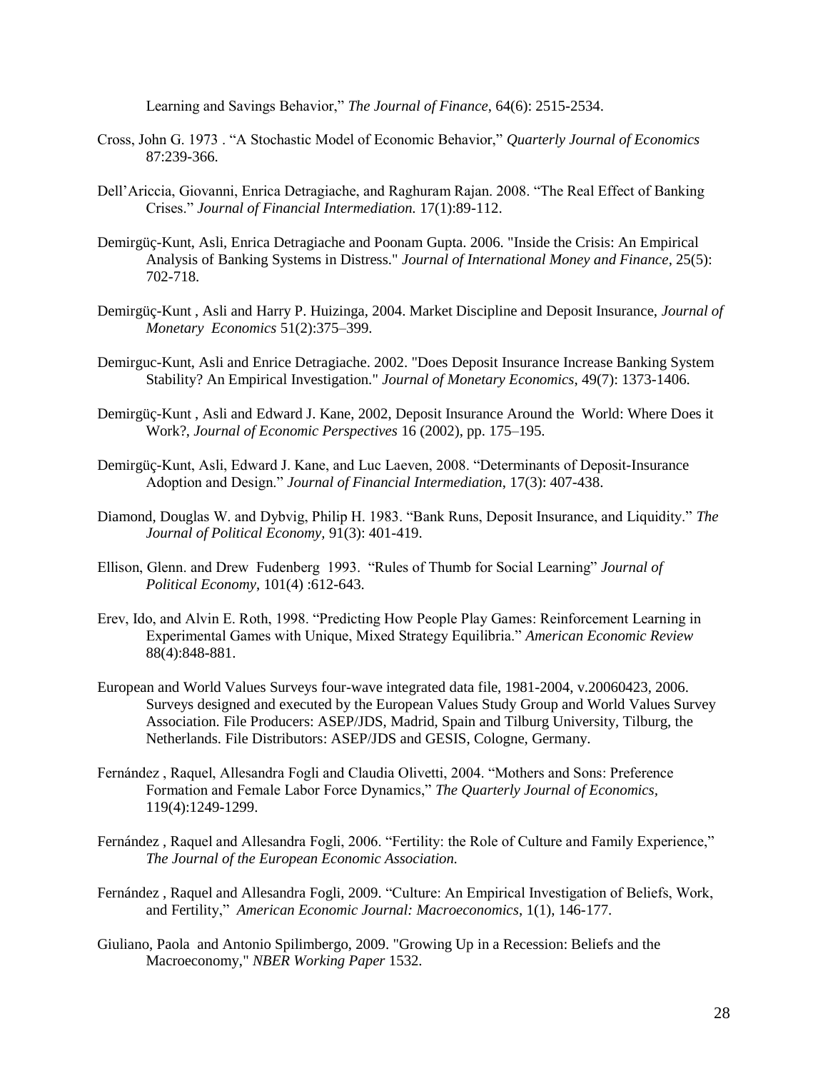Learning and Savings Behavior," *The Journal of Finance*, 64(6): 2515-2534.

Cross, John G. 1973 . "A Stochastic Model of Economic Behavior," *Quarterly Journal of Economics* 87:239-366.

Dell'Ariccia, Giovanni, Enrica Detragiache, and Raghuram Rajan. 2008. "The Real Effect of Banking Crises." *Journal of Financial Intermediation.* 17(1):89-112.

Demirgüç-Kunt, Asli, Enrica Detragiache and Poonam Gupta. 2006. "Inside the Crisis: An Empirical Analysis of Banking Systems in Distress." *Journal of International Money and Finance*, 25(5): 702-718.

Demirgüç-Kunt , Asli and Harry P. Huizinga, 2004. Market Discipline and Deposit Insurance, *Journal of Monetary Economics* 51(2):375–399.

Demirguc-Kunt, Asli and Enrice Detragiache. 2002. "Does Deposit Insurance Increase Banking System Stability? An Empirical Investigation." *Journal of Monetary Economics*, 49(7): 1373-1406.

Demirgüç-Kunt , Asli and Edward J. Kane, 2002, Deposit Insurance Around the World: Where Does it Work?, *Journal of Economic Perspectives* 16 (2002), pp. 175–195.

Demirgüç-Kunt, Asli, Edward J. Kane, and Luc Laeven, 2008. "Determinants of Deposit-Insurance Adoption and Design." *Journal of Financial Intermediation*, 17(3): 407-438.

Diamond, Douglas W. and Dybvig, Philip H. 1983. "Bank Runs, Deposit Insurance, and Liquidity." *The Journal of Political Economy*, 91(3): 401-419.

Ellison, Glenn. and Drew Fudenberg 1993. "Rules of Thumb for Social Learning" *Journal of Political Economy*, 101(4) :612-643.

Erev, Ido, and Alvin E. Roth, 1998. "Predicting How People Play Games: Reinforcement Learning in Experimental Games with Unique, Mixed Strategy Equilibria." *American Economic Review* 88(4):848-881.

European and World Values Surveys four-wave integrated data file, 1981-2004, v.20060423, 2006. Surveys designed and executed by the European Values Study Group and World Values Survey Association. File Producers: ASEP/JDS, Madrid, Spain and Tilburg University, Tilburg, the Netherlands. File Distributors: ASEP/JDS and GESIS, Cologne, Germany.

Fernández , Raquel, Allesandra Fogli and Claudia Olivetti, 2004. "Mothers and Sons: Preference Formation and Female Labor Force Dynamics," *The Quarterly Journal of Economics,* 119(4):1249-1299.

Fernández , Raquel and Allesandra Fogli, 2006. "Fertility: the Role of Culture and Family Experience," *The Journal of the European Economic Association.*

Fernández , Raquel and Allesandra Fogli, 2009. "Culture: An Empirical Investigation of Beliefs, Work, and Fertility," *American Economic Journal: Macroeconomics*, 1(1), 146-177.

Giuliano, Paola and Antonio Spilimbergo, 2009. "Growing Up in a Recession: Beliefs and the Macroeconomy," *NBER Working Paper* 1532.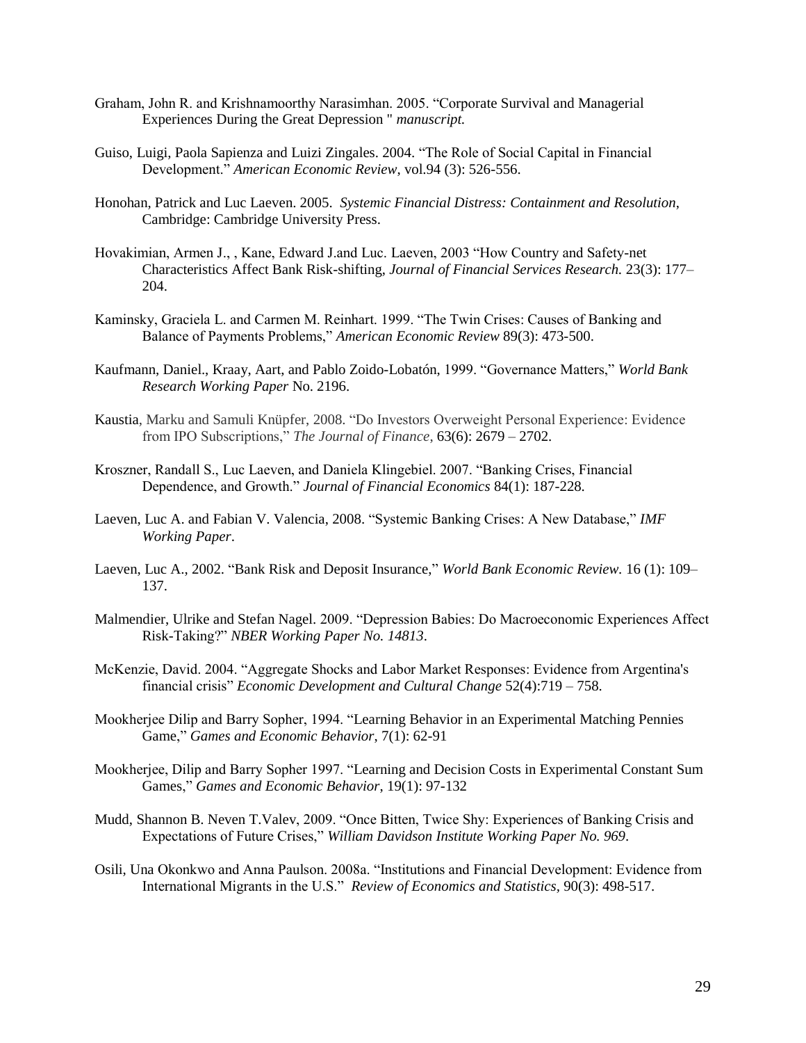Graham, John R. and Krishnamoorthy Narasimhan. 2005. "Corporate Survival and Managerial Experiences During the Great Depression " *manuscript.*

Guiso, Luigi, Paola Sapienza and Luizi Zingales. 2004. "The Role of Social Capital in Financial Development." *American Economic Review*, vol.94 (3): 526-556.

Honohan, Patrick and Luc Laeven. 2005. *Systemic Financial Distress: Containment and Resolution*, Cambridge: Cambridge University Press.

Hovakimian, Armen J., , Kane, Edward J.and Luc. Laeven, 2003 "How Country and Safety-net Characteristics Affect Bank Risk-shifting, *Journal of Financial Services Research.* 23(3): 177–204.

Kaminsky, Graciela L. and Carmen M. Reinhart. 1999. "The Twin Crises: Causes of Banking and Balance of Payments Problems," *American Economic Review* 89(3): 473-500.

Kaufmann, Daniel., Kraay, Aart, and Pablo Zoido-Lobatón, 1999. "Governance Matters," *World Bank Research Working Paper* No. 2196.

Kaustia, Marku and Samuli Knüpfer, 2008. "Do Investors Overweight Personal Experience: Evidence from IPO Subscriptions," *The Journal of Finance*, 63(6): 2679 – 2702.

Kroszner, Randall S., Luc Laeven, and Daniela Klingebiel. 2007. "Banking Crises, Financial Dependence, and Growth." *Journal of Financial Economics* 84(1): 187-228.

Laeven, Luc A. and Fabian V. Valencia, 2008. "Systemic Banking Crises: A New Database," *IMF Working Paper*.

Laeven, Luc A., 2002. "Bank Risk and Deposit Insurance," *World Bank Economic Review.* 16 (1): 109–137.

Malmendier, Ulrike and Stefan Nagel. 2009. "Depression Babies: Do Macroeconomic Experiences Affect Risk-Taking?" *NBER Working Paper No. 14813*.

McKenzie, David. 2004. "Aggregate Shocks and Labor Market Responses: Evidence from Argentina's financial crisis" *Economic Development and Cultural Change* 52(4):719 – 758.

Mookherjee Dilip and Barry Sopher, 1994. "Learning Behavior in an Experimental Matching Pennies Game," *Games and Economic Behavior,* 7(1): 62-91

Mookherjee, Dilip and Barry Sopher 1997. "Learning and Decision Costs in Experimental Constant Sum Games," *Games and Economic Behavior,* 19(1): 97-132

Mudd, Shannon B. Neven T.Valev, 2009. "Once Bitten, Twice Shy: Experiences of Banking Crisis and Expectations of Future Crises," *William Davidson Institute Working Paper No. 969*.

Osili, Una Okonkwo and Anna Paulson. 2008a. "Institutions and Financial Development: Evidence from International Migrants in the U.S." *Review of Economics and Statistics,* 90(3): 498-517.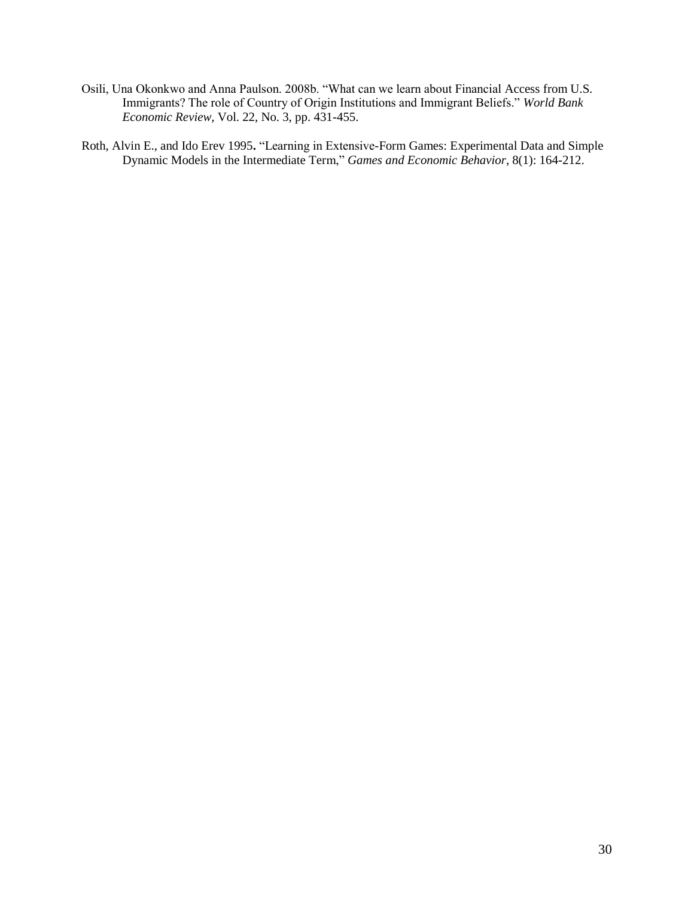Osili, Una Okonkwo and Anna Paulson. 2008b. "What can we learn about Financial Access from U.S. Immigrants? The role of Country of Origin Institutions and Immigrant Beliefs." *World Bank Economic Review,* Vol. 22, No. 3, pp. 431-455.

Roth, Alvin E., and Ido Erev 1995**.** "Learning in Extensive-Form Games: Experimental Data and Simple Dynamic Models in the Intermediate Term," *Games and Economic Behavior*, 8(1): 164-212.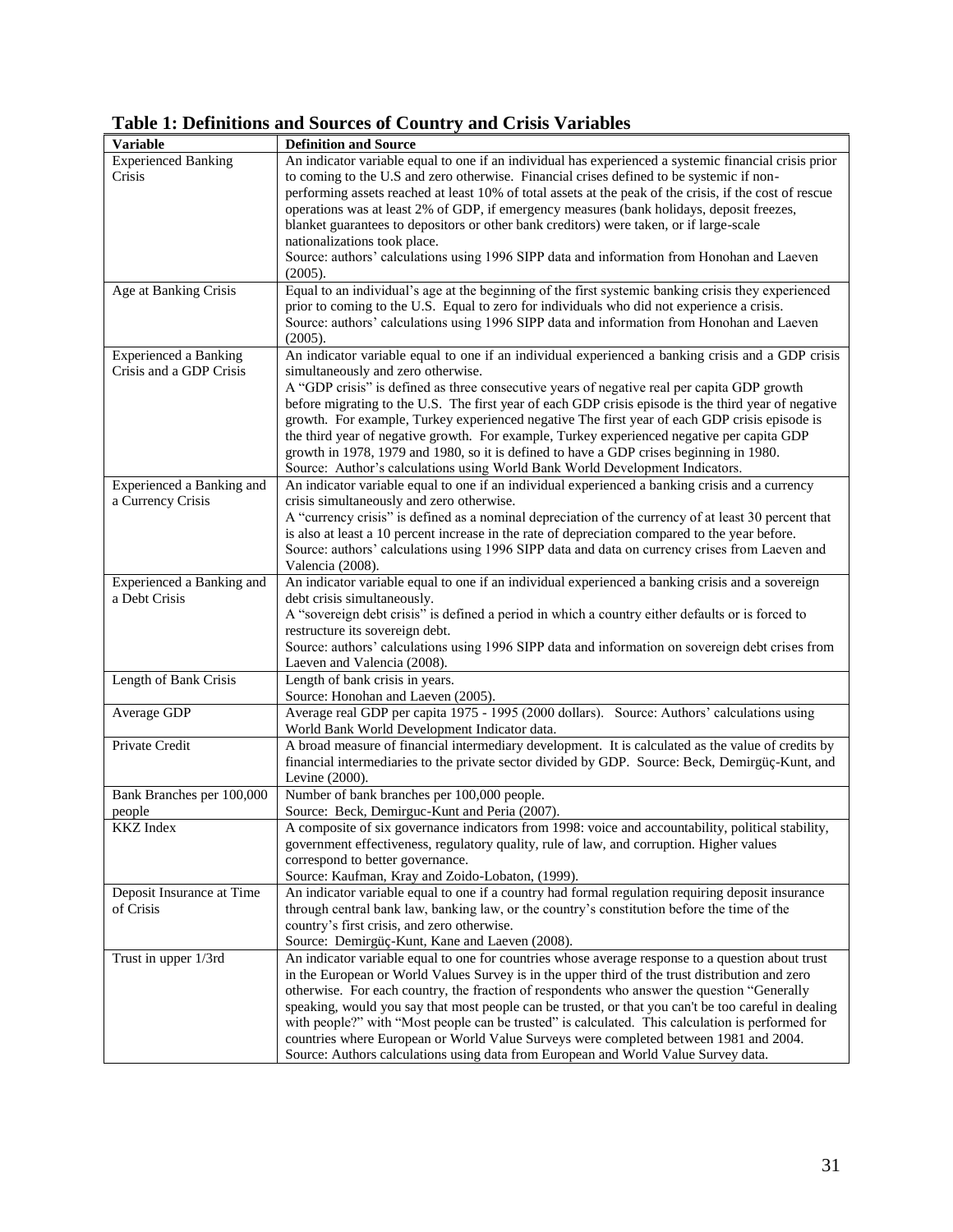**Table 1: Definitions and Sources of Country and Crisis Variables**

| Variable | Definition and Source |
|---|---|
| Experienced Banking Crisis | An indicator variable equal to one if an individual has experienced a systemic financial crisis prior to coming to the U.S and zero otherwise. Financial crises defined to be systemic if non-performing assets reached at least 10% of total assets at the peak of the crisis, if the cost of rescue operations was at least 2% of GDP, if emergency measures (bank holidays, deposit freezes, blanket guarantees to depositors or other bank creditors) were taken, or if large-scale nationalizations took place. Source: authors' calculations using 1996 SIPP data and information from Honohan and Laeven (2005). |
| Age at Banking Crisis | Equal to an individual's age at the beginning of the first systemic banking crisis they experienced prior to coming to the U.S. Equal to zero for individuals who did not experience a crisis. Source: authors' calculations using 1996 SIPP data and information from Honohan and Laeven (2005). |
| Experienced a Banking Crisis and a GDP Crisis | An indicator variable equal to one if an individual experienced a banking crisis and a GDP crisis simultaneously and zero otherwise. A "GDP crisis" is defined as three consecutive years of negative real per capita GDP growth before migrating to the U.S. The first year of each GDP crisis episode is the third year of negative growth. For example, Turkey experienced negative The first year of each GDP crisis episode is the third year of negative growth. For example, Turkey experienced negative per capita GDP growth in 1978, 1979 and 1980, so it is defined to have a GDP crises beginning in 1980. Source: Author's calculations using World Bank World Development Indicators. |
| Experienced a Banking and a Currency Crisis | An indicator variable equal to one if an individual experienced a banking crisis and a currency crisis simultaneously and zero otherwise. A "currency crisis" is defined as a nominal depreciation of the currency of at least 30 percent that is also at least a 10 percent increase in the rate of depreciation compared to the year before. Source: authors' calculations using 1996 SIPP data and data on currency crises from Laeven and Valencia (2008). |
| Experienced a Banking and a Debt Crisis | An indicator variable equal to one if an individual experienced a banking crisis and a sovereign debt crisis simultaneously. A "sovereign debt crisis" is defined a period in which a country either defaults or is forced to restructure its sovereign debt. Source: authors' calculations using 1996 SIPP data and information on sovereign debt crises from Laeven and Valencia (2008). |
| Length of Bank Crisis | Length of bank crisis in years. Source: Honohan and Laeven (2005). |
| Average GDP | Average real GDP per capita 1975 - 1995 (2000 dollars). Source: Authors' calculations using World Bank World Development Indicator data. |
| Private Credit | A broad measure of financial intermediary development. It is calculated as the value of credits by financial intermediaries to the private sector divided by GDP. Source: Beck, Demirgüç-Kunt, and Levine (2000). |
| Bank Branches per 100,000 people | Number of bank branches per 100,000 people. Source: Beck, Demirguc-Kunt and Peria (2007). |
| KKZ Index | A composite of six governance indicators from 1998: voice and accountability, political stability, government effectiveness, regulatory quality, rule of law, and corruption. Higher values correspond to better governance. Source: Kaufman, Kray and Zoido-Lobaton, (1999). |
| Deposit Insurance at Time of Crisis | An indicator variable equal to one if a country had formal regulation requiring deposit insurance through central bank law, banking law, or the country's constitution before the time of the country's first crisis, and zero otherwise. Source: Demirgüç-Kunt, Kane and Laeven (2008). |
| Trust in upper 1/3rd | An indicator variable equal to one for countries whose average response to a question about trust in the European or World Values Survey is in the upper third of the trust distribution and zero otherwise. For each country, the fraction of respondents who answer the question "Generally speaking, would you say that most people can be trusted, or that you can't be too careful in dealing with people?" with "Most people can be trusted" is calculated. This calculation is performed for countries where European or World Value Surveys were completed between 1981 and 2004. Source: Authors calculations using data from European and World Value Survey data. |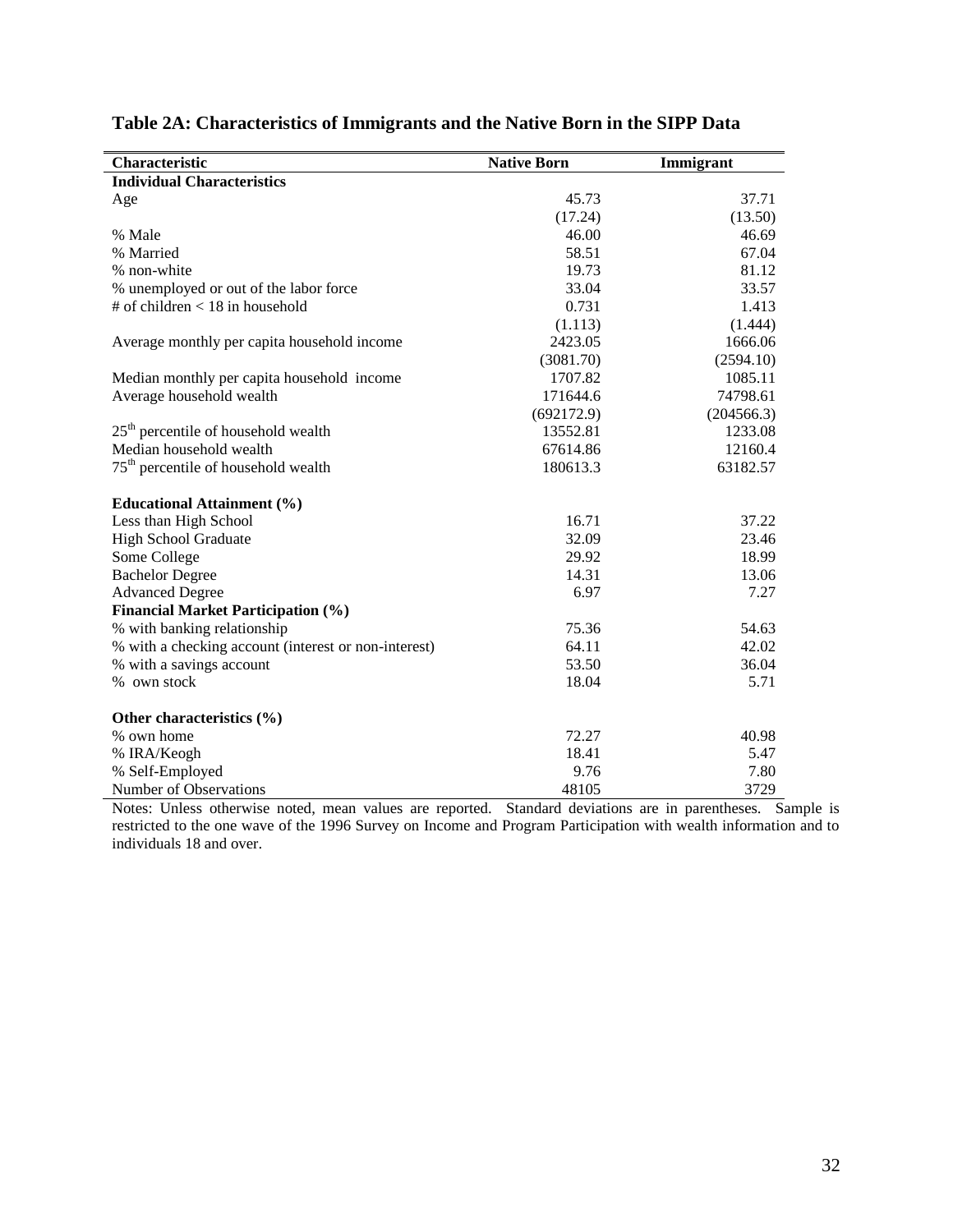**Table 2A: Characteristics of Immigrants and the Native Born in the SIPP Data**

| Characteristic | Native Born | Immigrant |
|---|---|---|
| **Individual Characteristics** | | |
| Age | 45.73 | 37.71 |
| | (17.24) | (13.50) |
| % Male | 46.00 | 46.69 |
| % Married | 58.51 | 67.04 |
| % non-white | 19.73 | 81.12 |
| % unemployed or out of the labor force | 33.04 | 33.57 |
| # of children < 18 in household | 0.731 | 1.413 |
| | (1.113) | (1.444) |
| Average monthly per capita household income | 2423.05 | 1666.06 |
| | (3081.70) | (2594.10) |
| Median monthly per capita household income | 1707.82 | 1085.11 |
| Average household wealth | 171644.6 | 74798.61 |
| | (692172.9) | (204566.3) |
| 25th percentile of household wealth | 13552.81 | 1233.08 |
| Median household wealth | 67614.86 | 12160.4 |
| 75th percentile of household wealth | 180613.3 | 63182.57 |
| **Educational Attainment (%)** | | |
| Less than High School | 16.71 | 37.22 |
| High School Graduate | 32.09 | 23.46 |
| Some College | 29.92 | 18.99 |
| Bachelor Degree | 14.31 | 13.06 |
| Advanced Degree | 6.97 | 7.27 |
| **Financial Market Participation (%)** | | |
| % with banking relationship | 75.36 | 54.63 |
| % with a checking account (interest or non-interest) | 64.11 | 42.02 |
| % with a savings account | 53.50 | 36.04 |
| % own stock | 18.04 | 5.71 |
| **Other characteristics (%)** | | |
| % own home | 72.27 | 40.98 |
| % IRA/Keogh | 18.41 | 5.47 |
| % Self-Employed | 9.76 | 7.80 |
| Number of Observations | 48105 | 3729 |

Notes: Unless otherwise noted, mean values are reported. Standard deviations are in parentheses. Sample is restricted to the one wave of the 1996 Survey on Income and Program Participation with wealth information and to individuals 18 and over.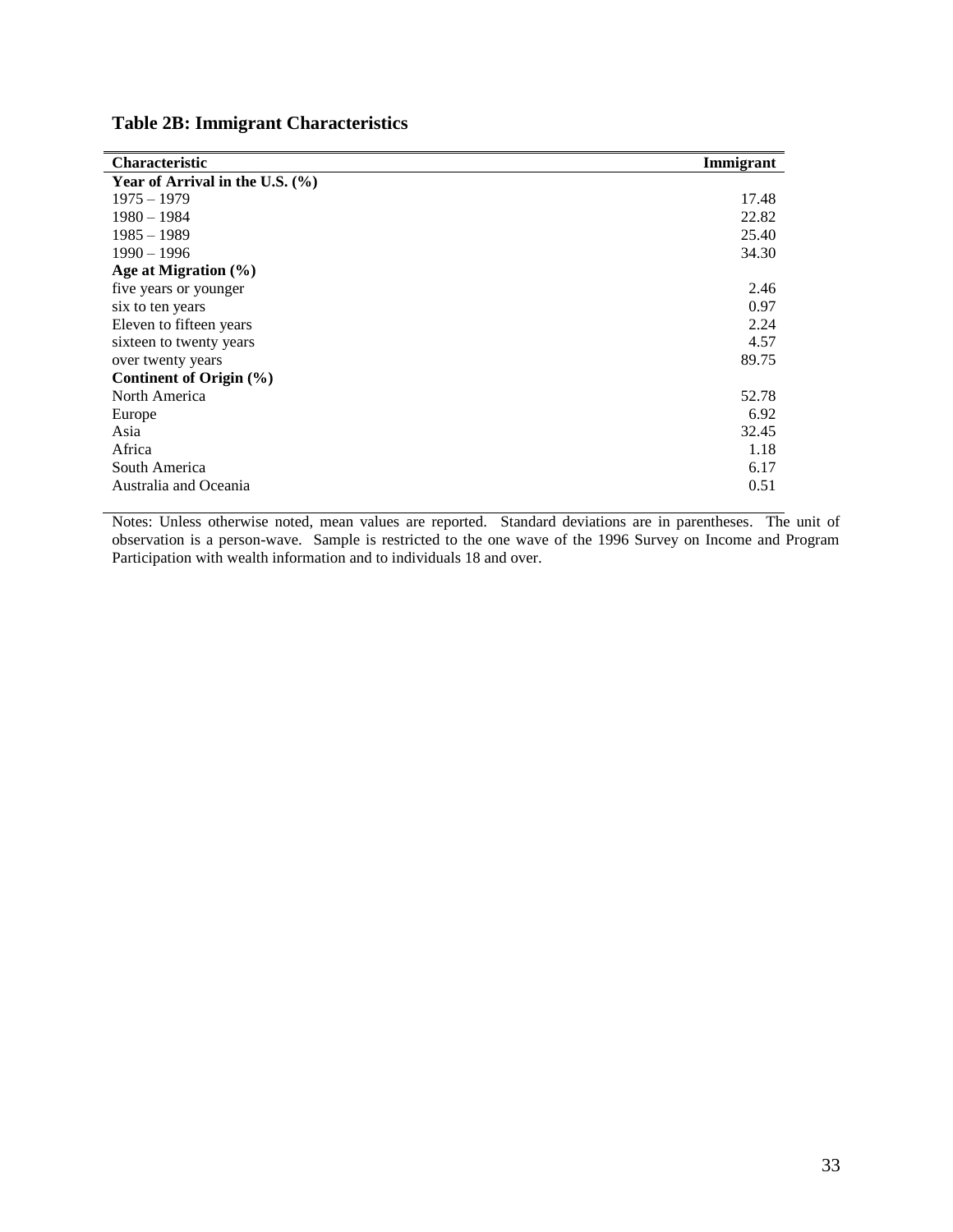**Table 2B: Immigrant Characteristics**

| Characteristic | Immigrant |
|---|---|
| **Year of Arrival in the U.S. (%)** | |
| 1975 – 1979 | 17.48 |
| 1980 – 1984 | 22.82 |
| 1985 – 1989 | 25.40 |
| 1990 – 1996 | 34.30 |
| **Age at Migration (%)** | |
| five years or younger | 2.46 |
| six to ten years | 0.97 |
| Eleven to fifteen years | 2.24 |
| sixteen to twenty years | 4.57 |
| over twenty years | 89.75 |
| **Continent of Origin (%)** | |
| North America | 52.78 |
| Europe | 6.92 |
| Asia | 32.45 |
| Africa | 1.18 |
| South America | 6.17 |
| Australia and Oceania | 0.51 |

Notes: Unless otherwise noted, mean values are reported. Standard deviations are in parentheses. The unit of observation is a person-wave. Sample is restricted to the one wave of the 1996 Survey on Income and Program Participation with wealth information and to individuals 18 and over.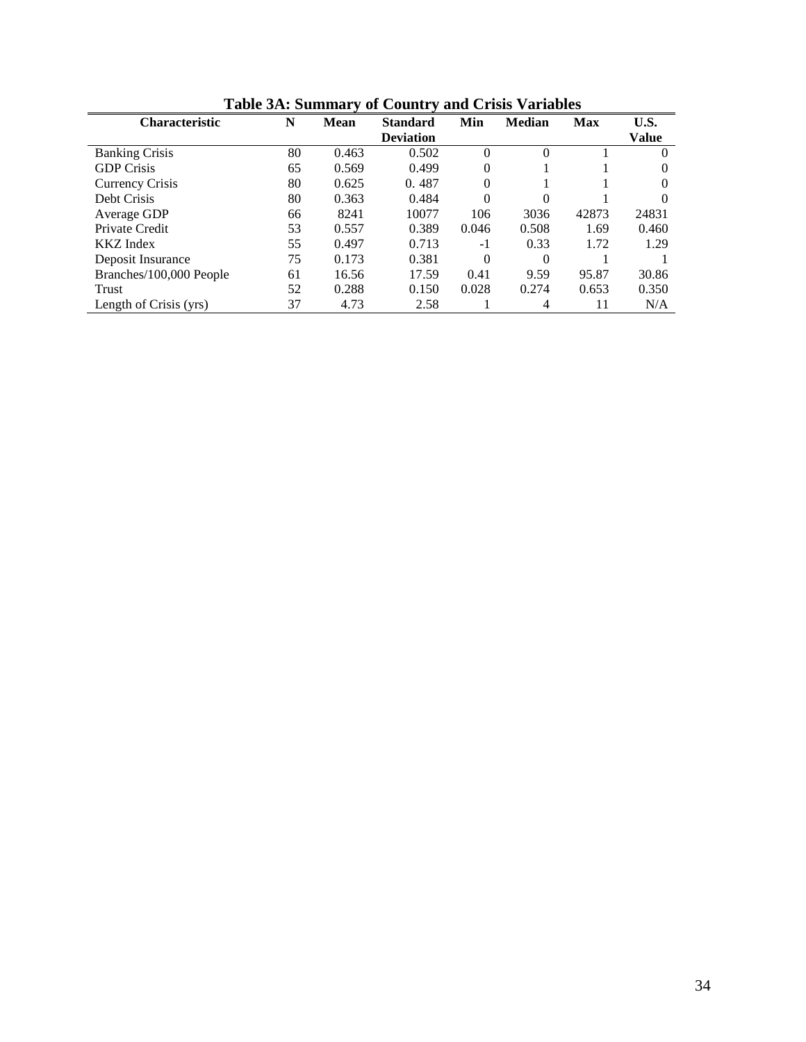**Table 3A: Summary of Country and Crisis Variables**

| Characteristic | N | Mean | Standard Deviation | Min | Median | Max | U.S. Value |
|---|---|---|---|---|---|---|---|
| Banking Crisis | 80 | 0.463 | 0.502 | 0 | 0 | 1 | 0 |
| GDP Crisis | 65 | 0.569 | 0.499 | 0 | 1 | 1 | 0 |
| Currency Crisis | 80 | 0.625 | 0. 487 | 0 | 1 | 1 | 0 |
| Debt Crisis | 80 | 0.363 | 0.484 | 0 | 0 | 1 | 0 |
| Average GDP | 66 | 8241 | 10077 | 106 | 3036 | 42873 | 24831 |
| Private Credit | 53 | 0.557 | 0.389 | 0.046 | 0.508 | 1.69 | 0.460 |
| KKZ Index | 55 | 0.497 | 0.713 | -1 | 0.33 | 1.72 | 1.29 |
| Deposit Insurance | 75 | 0.173 | 0.381 | 0 | 0 | 1 | 1 |
| Branches/100,000 People | 61 | 16.56 | 17.59 | 0.41 | 9.59 | 95.87 | 30.86 |
| Trust | 52 | 0.288 | 0.150 | 0.028 | 0.274 | 0.653 | 0.350 |
| Length of Crisis (yrs) | 37 | 4.73 | 2.58 | 1 | 4 | 11 | N/A |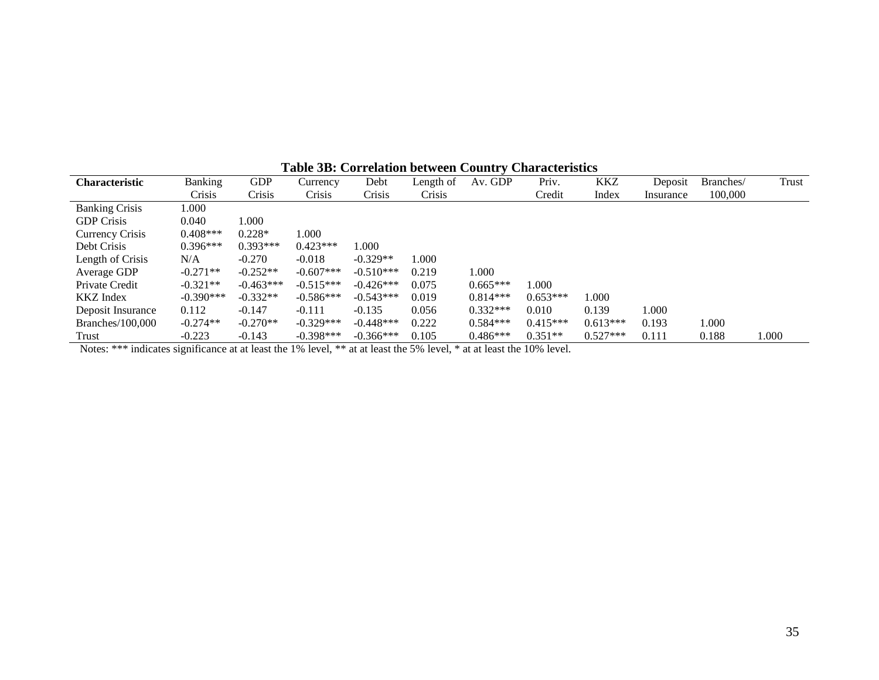**Table 3B: Correlation between Country Characteristics**

| Characteristic | Banking Crisis | GDP Crisis | Currency Crisis | Debt Crisis | Length of Crisis | Av. GDP | Priv. Credit | KKZ Index | Deposit Insurance | Branches/ 100,000 | Trust |
|---|---|---|---|---|---|---|---|---|---|---|---|
| Banking Crisis | 1.000 | | | | | | | | | | |
| GDP Crisis | 0.040 | 1.000 | | | | | | | | | |
| Currency Crisis | 0.408*** | 0.228* | 1.000 | | | | | | | | |
| Debt Crisis | 0.396*** | 0.393*** | 0.423*** | 1.000 | | | | | | | |
| Length of Crisis | N/A | -0.270 | -0.018 | -0.329** | 1.000 | | | | | | |
| Average GDP | -0.271** | -0.252** | -0.607*** | -0.510*** | 0.219 | 1.000 | | | | | |
| Private Credit | -0.321** | -0.463*** | -0.515*** | -0.426*** | 0.075 | 0.665*** | 1.000 | | | | |
| KKZ Index | -0.390*** | -0.332** | -0.586*** | -0.543*** | 0.019 | 0.814*** | 0.653*** | 1.000 | | | |
| Deposit Insurance | 0.112 | -0.147 | -0.111 | -0.135 | 0.056 | 0.332*** | 0.010 | 0.139 | 1.000 | | |
| Branches/100,000 | -0.274** | -0.270** | -0.329*** | -0.448*** | 0.222 | 0.584*** | 0.415*** | 0.613*** | 0.193 | 1.000 | |
| Trust | -0.223 | -0.143 | -0.398*** | -0.366*** | 0.105 | 0.486*** | 0.351** | 0.527*** | 0.111 | 0.188 | 1.000 |

Notes: *** indicates significance at at least the 1% level, ** at at least the 5% level, * at at least the 10% level.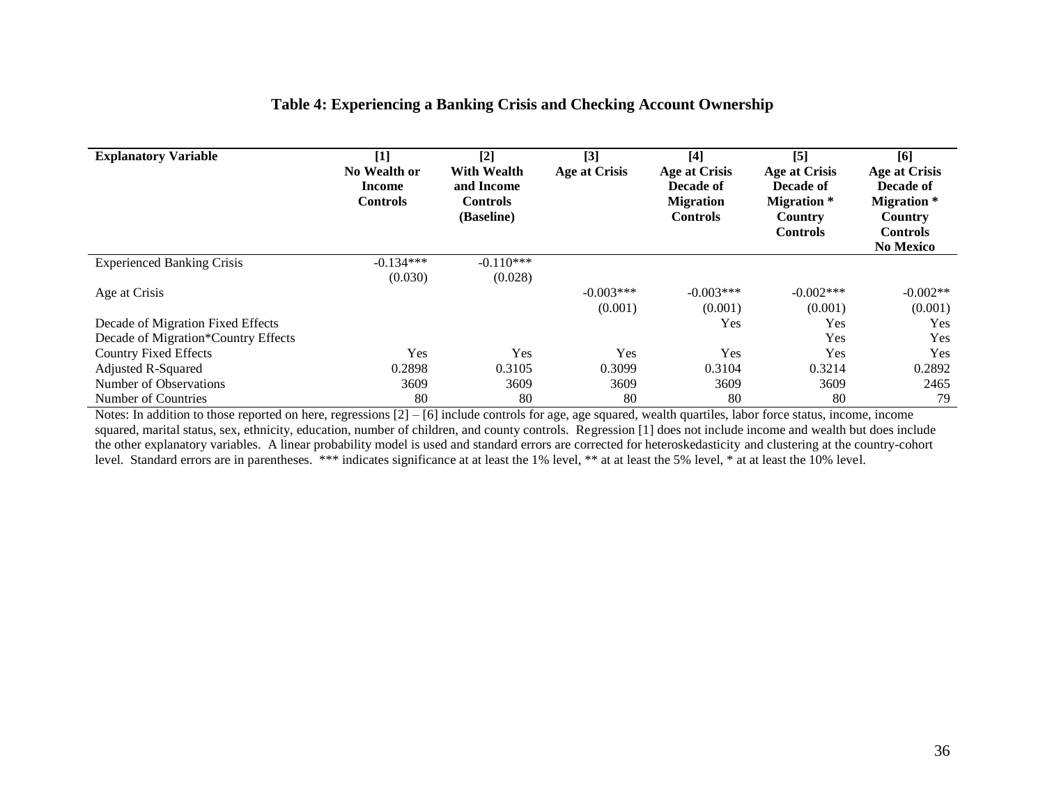## Table 4: Experiencing a Banking Crisis and Checking Account Ownership

| Explanatory Variable | [1] No Wealth or Income Controls | [2] With Wealth and Income Controls (Baseline) | [3] Age at Crisis | [4] Age at Crisis Decade of Migration Controls | [5] Age at Crisis Decade of Migration * Country Controls | [6] Age at Crisis Decade of Migration * Country Controls No Mexico |
|---|---|---|---|---|---|---|
| Experienced Banking Crisis | -0.134*** | -0.110*** | | | | |
| | (0.030) | (0.028) | | | | |
| Age at Crisis | | | -0.003*** | -0.003*** | -0.002*** | -0.002** |
| | | | (0.001) | (0.001) | (0.001) | (0.001) |
| Decade of Migration Fixed Effects | | | | Yes | Yes | Yes |
| Decade of Migration*Country Effects | | | | | Yes | Yes |
| Country Fixed Effects | Yes | Yes | Yes | Yes | Yes | Yes |
| Adjusted R-Squared | 0.2898 | 0.3105 | 0.3099 | 0.3104 | 0.3214 | 0.2892 |
| Number of Observations | 3609 | 3609 | 3609 | 3609 | 3609 | 2465 |
| Number of Countries | 80 | 80 | 80 | 80 | 80 | 79 |

Notes: In addition to those reported on here, regressions [2] – [6] include controls for age, age squared, wealth quartiles, labor force status, income, income squared, marital status, sex, ethnicity, education, number of children, and county controls. Regression [1] does not include income and wealth but does include the other explanatory variables. A linear probability model is used and standard errors are corrected for heteroskedasticity and clustering at the country-cohort level. Standard errors are in parentheses. *** indicates significance at at least the 1% level, ** at at least the 5% level, * at at least the 10% level.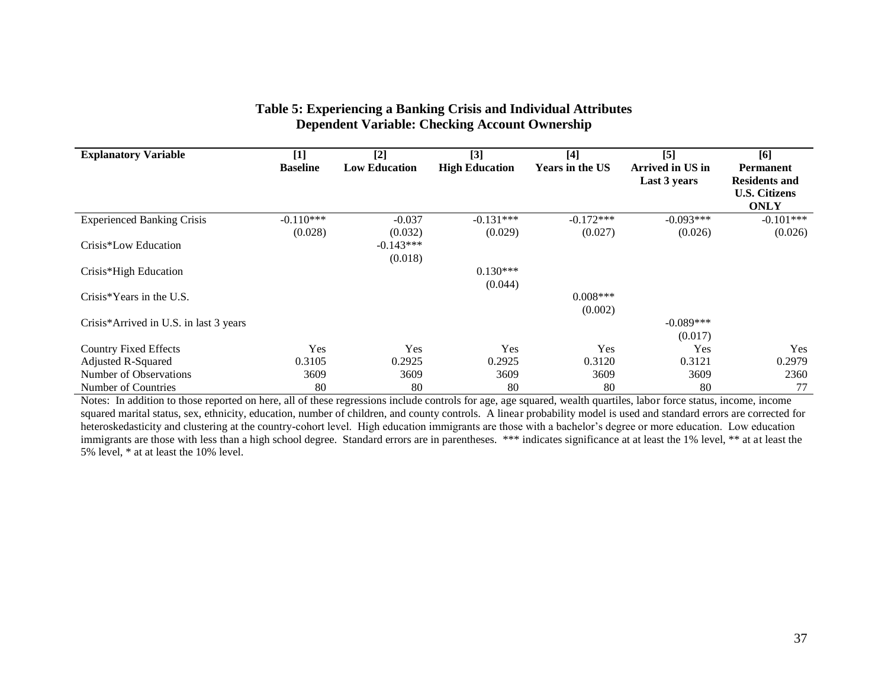## Table 5: Experiencing a Banking Crisis and Individual Attributes
### Dependent Variable: Checking Account Ownership

| Explanatory Variable | [1] Baseline | [2] Low Education | [3] High Education | [4] Years in the US | [5] Arrived in US in Last 3 years | [6] Permanent Residents and U.S. Citizens ONLY |
|---|---|---|---|---|---|---|
| Experienced Banking Crisis | -0.110*** | -0.037 | -0.131*** | -0.172*** | -0.093*** | -0.101*** |
| | (0.028) | (0.032) | (0.029) | (0.027) | (0.026) | (0.026) |
| Crisis*Low Education | | -0.143*** | | | | |
| | | (0.018) | | | | |
| Crisis*High Education | | | 0.130*** | | | |
| | | | (0.044) | | | |
| Crisis*Years in the U.S. | | | | 0.008*** | | |
| | | | | (0.002) | | |
| Crisis*Arrived in U.S. in last 3 years | | | | | -0.089*** | |
| | | | | | (0.017) | |
| Country Fixed Effects | Yes | Yes | Yes | Yes | Yes | Yes |
| Adjusted R-Squared | 0.3105 | 0.2925 | 0.2925 | 0.3120 | 0.3121 | 0.2979 |
| Number of Observations | 3609 | 3609 | 3609 | 3609 | 3609 | 2360 |
| Number of Countries | 80 | 80 | 80 | 80 | 80 | 77 |

Notes: In addition to those reported on here, all of these regressions include controls for age, age squared, wealth quartiles, labor force status, income, income squared marital status, sex, ethnicity, education, number of children, and county controls. A linear probability model is used and standard errors are corrected for heteroskedasticity and clustering at the country-cohort level. High education immigrants are those with a bachelor's degree or more education. Low education immigrants are those with less than a high school degree. Standard errors are in parentheses. *** indicates significance at at least the 1% level, ** at at least the 5% level, * at at least the 10% level.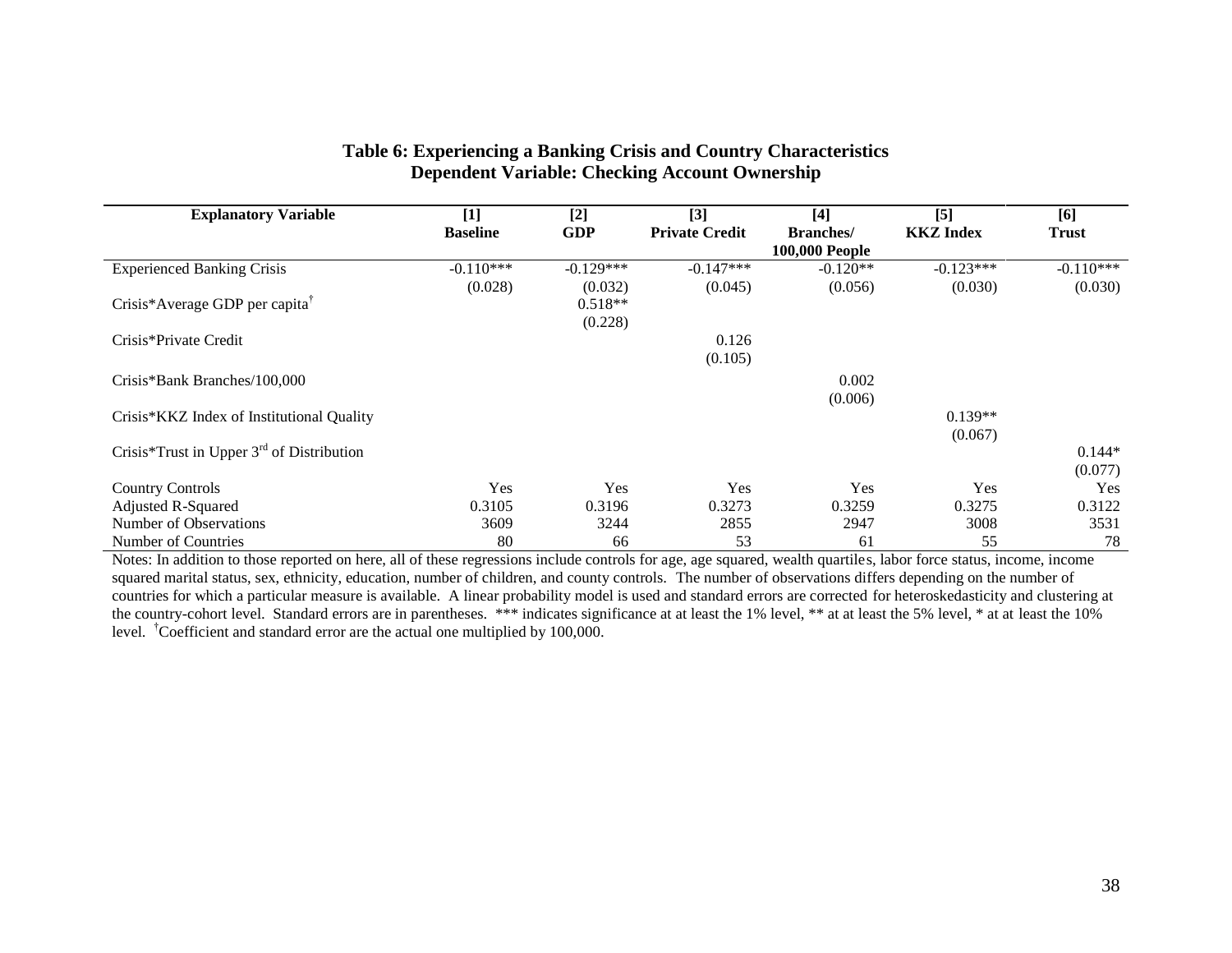**Table 6: Experiencing a Banking Crisis and Country Characteristics**
**Dependent Variable: Checking Account Ownership**

| Explanatory Variable | [1] Baseline | [2] GDP | [3] Private Credit | [4] Branches/ 100,000 People | [5] KKZ Index | [6] Trust |
|---|---|---|---|---|---|---|
| Experienced Banking Crisis | -0.110*** | -0.129*** | -0.147*** | -0.120** | -0.123*** | -0.110*** |
| | (0.028) | (0.032) | (0.045) | (0.056) | (0.030) | (0.030) |
| Crisis*Average GDP per capita† | | 0.518** | | | | |
| | | (0.228) | | | | |
| Crisis*Private Credit | | | 0.126 | | | |
| | | | (0.105) | | | |
| Crisis*Bank Branches/100,000 | | | | 0.002 | | |
| | | | | (0.006) | | |
| Crisis*KKZ Index of Institutional Quality | | | | | 0.139** | |
| | | | | | (0.067) | |
| Crisis*Trust in Upper 3rd of Distribution | | | | | | 0.144* |
| | | | | | | (0.077) |
| Country Controls | Yes | Yes | Yes | Yes | Yes | Yes |
| Adjusted R-Squared | 0.3105 | 0.3196 | 0.3273 | 0.3259 | 0.3275 | 0.3122 |
| Number of Observations | 3609 | 3244 | 2855 | 2947 | 3008 | 3531 |
| Number of Countries | 80 | 66 | 53 | 61 | 55 | 78 |

Notes: In addition to those reported on here, all of these regressions include controls for age, age squared, wealth quartiles, labor force status, income, income squared marital status, sex, ethnicity, education, number of children, and county controls. The number of observations differs depending on the number of countries for which a particular measure is available. A linear probability model is used and standard errors are corrected for heteroskedasticity and clustering at the country-cohort level. Standard errors are in parentheses. *** indicates significance at at least the 1% level, ** at at least the 5% level, * at at least the 10% level. †Coefficient and standard error are the actual one multiplied by 100,000.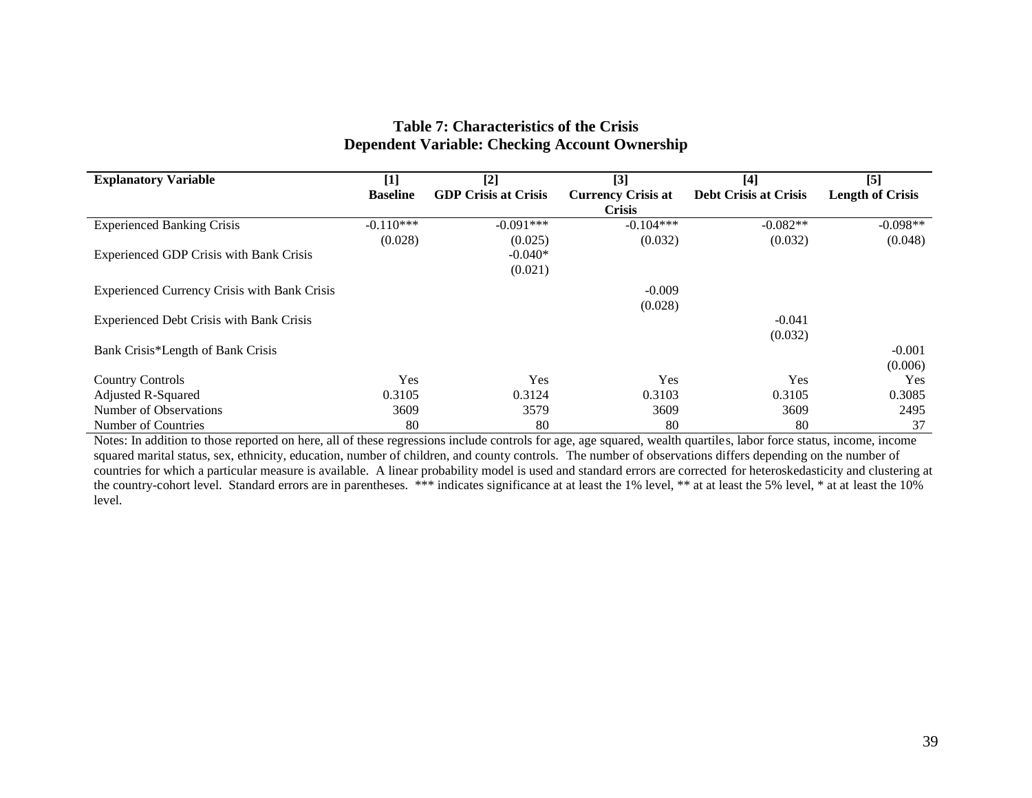**Table 7: Characteristics of the Crisis**
**Dependent Variable: Checking Account Ownership**

| Explanatory Variable | [1] Baseline | [2] GDP Crisis at Crisis | [3] Currency Crisis at Crisis | [4] Debt Crisis at Crisis | [5] Length of Crisis |
|---|---|---|---|---|---|
| Experienced Banking Crisis | -0.110*** | -0.091*** | -0.104*** | -0.082** | -0.098** |
| | (0.028) | (0.025) | (0.032) | (0.032) | (0.048) |
| Experienced GDP Crisis with Bank Crisis | | -0.040* | | | |
| | | (0.021) | | | |
| Experienced Currency Crisis with Bank Crisis | | | -0.009 | | |
| | | | (0.028) | | |
| Experienced Debt Crisis with Bank Crisis | | | | -0.041 | |
| | | | | (0.032) | |
| Bank Crisis*Length of Bank Crisis | | | | | -0.001 |
| | | | | | (0.006) |
| Country Controls | Yes | Yes | Yes | Yes | Yes |
| Adjusted R-Squared | 0.3105 | 0.3124 | 0.3103 | 0.3105 | 0.3085 |
| Number of Observations | 3609 | 3579 | 3609 | 3609 | 2495 |
| Number of Countries | 80 | 80 | 80 | 80 | 37 |

Notes: In addition to those reported on here, all of these regressions include controls for age, age squared, wealth quartiles, labor force status, income, income squared marital status, sex, ethnicity, education, number of children, and county controls. The number of observations differs depending on the number of countries for which a particular measure is available. A linear probability model is used and standard errors are corrected for heteroskedasticity and clustering at the country-cohort level. Standard errors are in parentheses. *** indicates significance at at least the 1% level, ** at at least the 5% level, * at at least the 10% level.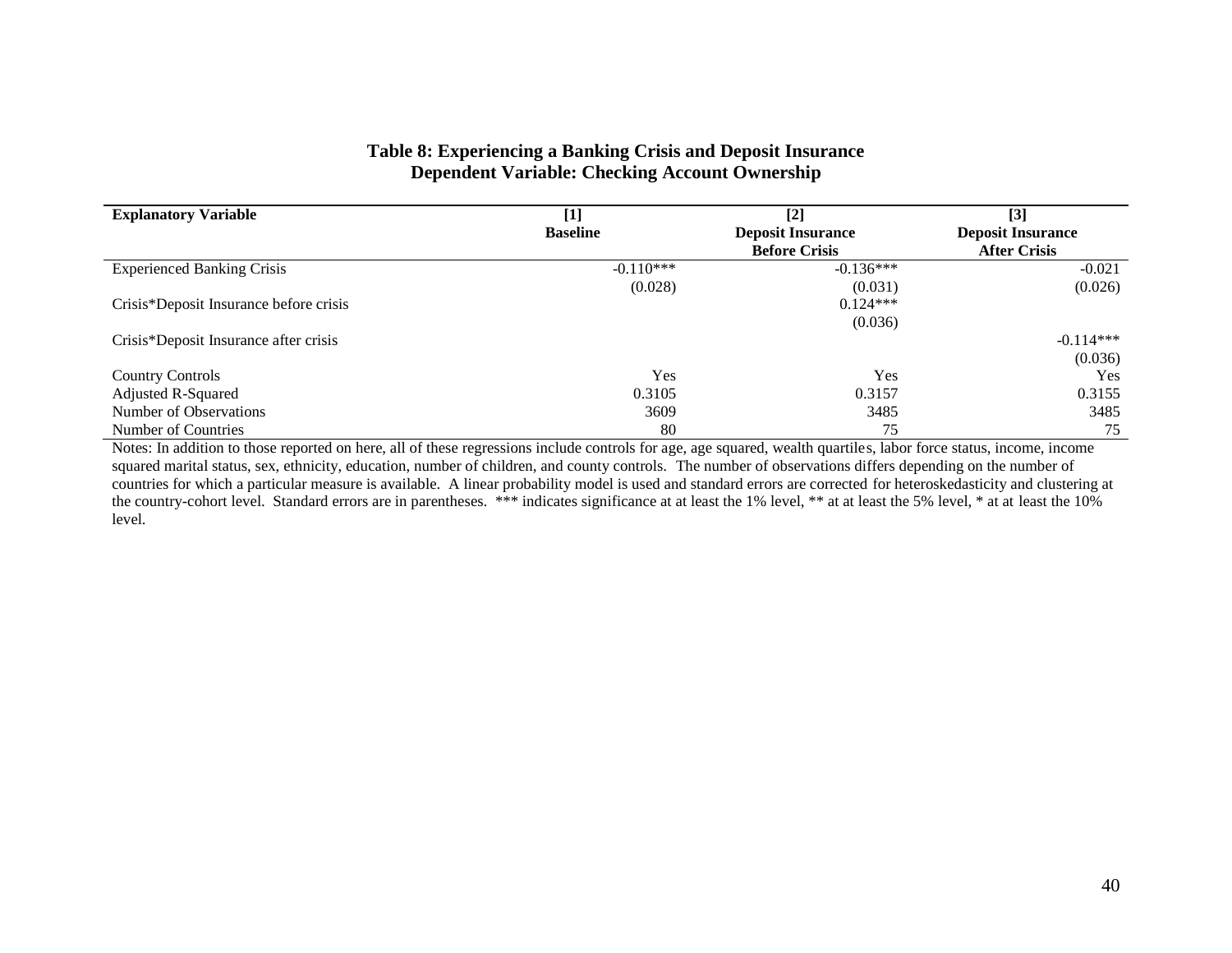**Table 8: Experiencing a Banking Crisis and Deposit Insurance**
**Dependent Variable: Checking Account Ownership**

| Explanatory Variable | [1] Baseline | [2] Deposit Insurance Before Crisis | [3] Deposit Insurance After Crisis |
|---|---|---|---|
| Experienced Banking Crisis | -0.110*** | -0.136*** | -0.021 |
| | (0.028) | (0.031) | (0.026) |
| Crisis*Deposit Insurance before crisis | | 0.124*** | |
| | | (0.036) | |
| Crisis*Deposit Insurance after crisis | | | -0.114*** |
| | | | (0.036) |
| Country Controls | Yes | Yes | Yes |
| Adjusted R-Squared | 0.3105 | 0.3157 | 0.3155 |
| Number of Observations | 3609 | 3485 | 3485 |
| Number of Countries | 80 | 75 | 75 |

Notes: In addition to those reported on here, all of these regressions include controls for age, age squared, wealth quartiles, labor force status, income, income squared marital status, sex, ethnicity, education, number of children, and county controls. The number of observations differs depending on the number of countries for which a particular measure is available. A linear probability model is used and standard errors are corrected for heteroskedasticity and clustering at the country-cohort level. Standard errors are in parentheses. *** indicates significance at at least the 1% level, ** at at least the 5% level, * at at least the 10% level.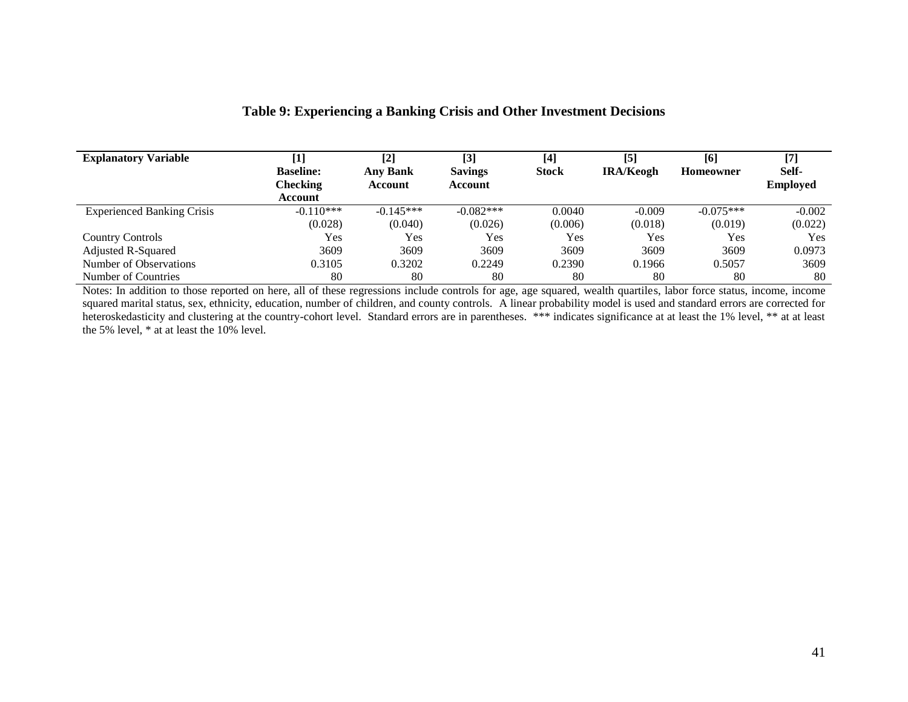**Table 9: Experiencing a Banking Crisis and Other Investment Decisions**

| Explanatory Variable | [1] Baseline: Checking Account | [2] Any Bank Account | [3] Savings Account | [4] Stock | [5] IRA/Keogh | [6] Homeowner | [7] Self-Employed |
|---|---|---|---|---|---|---|---|
| Experienced Banking Crisis | -0.110*** | -0.145*** | -0.082*** | 0.0040 | -0.009 | -0.075*** | -0.002 |
| | (0.028) | (0.040) | (0.026) | (0.006) | (0.018) | (0.019) | (0.022) |
| Country Controls | Yes | Yes | Yes | Yes | Yes | Yes | Yes |
| Adjusted R-Squared | 3609 | 3609 | 3609 | 3609 | 3609 | 3609 | 0.0973 |
| Number of Observations | 0.3105 | 0.3202 | 0.2249 | 0.2390 | 0.1966 | 0.5057 | 3609 |
| Number of Countries | 80 | 80 | 80 | 80 | 80 | 80 | 80 |

Notes: In addition to those reported on here, all of these regressions include controls for age, age squared, wealth quartiles, labor force status, income, income squared marital status, sex, ethnicity, education, number of children, and county controls. A linear probability model is used and standard errors are corrected for heteroskedasticity and clustering at the country-cohort level. Standard errors are in parentheses. *** indicates significance at at least the 1% level, ** at at least the 5% level, * at at least the 10% level.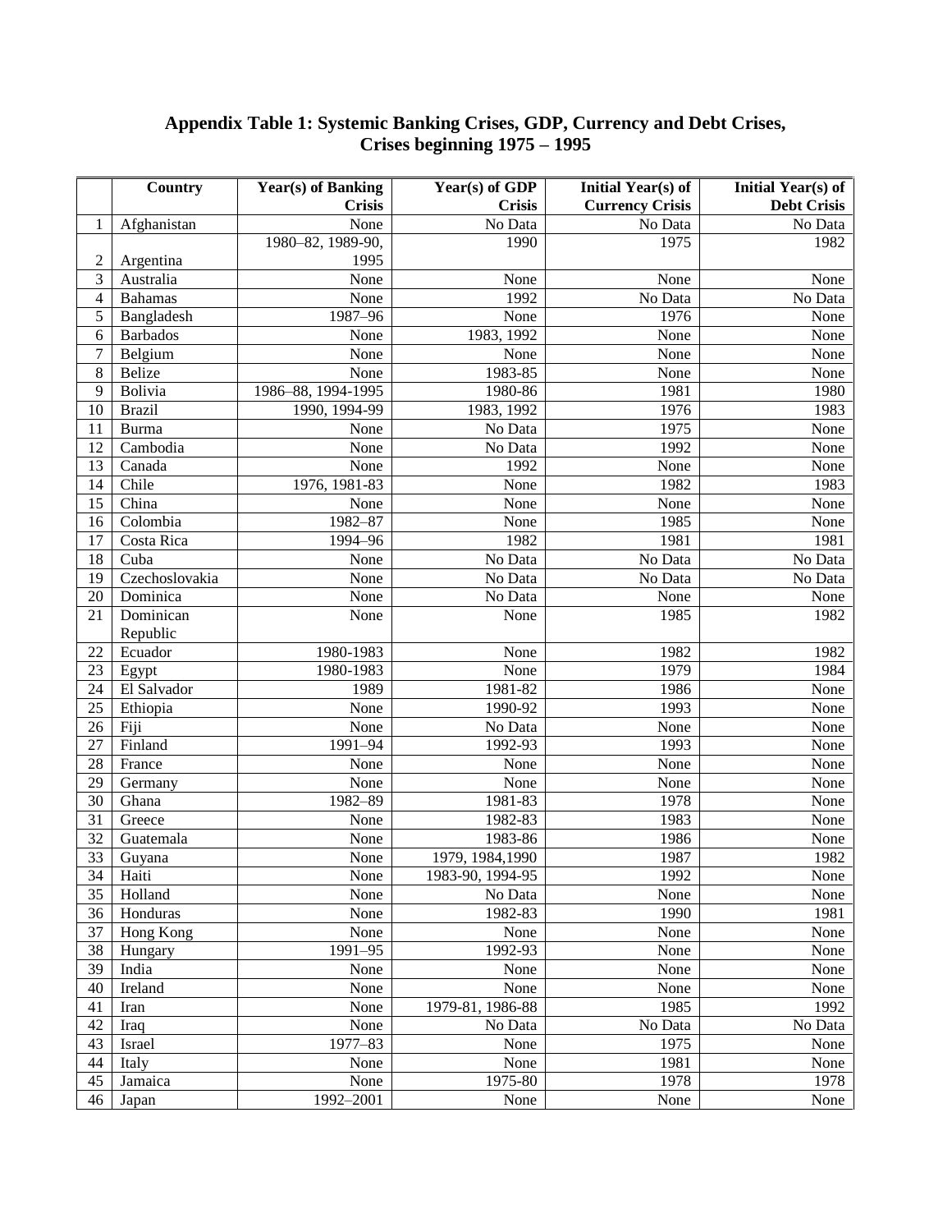**Appendix Table 1: Systemic Banking Crises, GDP, Currency and Debt Crises, Crises beginning 1975 – 1995**

| | Country | Year(s) of Banking Crisis | Year(s) of GDP Crisis | Initial Year(s) of Currency Crisis | Initial Year(s) of Debt Crisis |
|---|---|---|---|---|---|
| 1 | Afghanistan | None | No Data | No Data | No Data |
| 2 | Argentina | 1980–82, 1989-90, 1995 | 1990 | 1975 | 1982 |
| 3 | Australia | None | None | None | None |
| 4 | Bahamas | None | 1992 | No Data | No Data |
| 5 | Bangladesh | 1987–96 | None | 1976 | None |
| 6 | Barbados | None | 1983, 1992 | None | None |
| 7 | Belgium | None | None | None | None |
| 8 | Belize | None | 1983-85 | None | None |
| 9 | Bolivia | 1986–88, 1994-1995 | 1980-86 | 1981 | 1980 |
| 10 | Brazil | 1990, 1994-99 | 1983, 1992 | 1976 | 1983 |
| 11 | Burma | None | No Data | 1975 | None |
| 12 | Cambodia | None | No Data | 1992 | None |
| 13 | Canada | None | 1992 | None | None |
| 14 | Chile | 1976, 1981-83 | None | 1982 | 1983 |
| 15 | China | None | None | None | None |
| 16 | Colombia | 1982–87 | None | 1985 | None |
| 17 | Costa Rica | 1994–96 | 1982 | 1981 | 1981 |
| 18 | Cuba | None | No Data | No Data | No Data |
| 19 | Czechoslovakia | None | No Data | No Data | No Data |
| 20 | Dominica | None | No Data | None | None |
| 21 | Dominican Republic | None | None | 1985 | 1982 |
| 22 | Ecuador | 1980-1983 | None | 1982 | 1982 |
| 23 | Egypt | 1980-1983 | None | 1979 | 1984 |
| 24 | El Salvador | 1989 | 1981-82 | 1986 | None |
| 25 | Ethiopia | None | 1990-92 | 1993 | None |
| 26 | Fiji | None | No Data | None | None |
| 27 | Finland | 1991–94 | 1992-93 | 1993 | None |
| 28 | France | None | None | None | None |
| 29 | Germany | None | None | None | None |
| 30 | Ghana | 1982–89 | 1981-83 | 1978 | None |
| 31 | Greece | None | 1982-83 | 1983 | None |
| 32 | Guatemala | None | 1983-86 | 1986 | None |
| 33 | Guyana | None | 1979, 1984,1990 | 1987 | 1982 |
| 34 | Haiti | None | 1983-90, 1994-95 | 1992 | None |
| 35 | Holland | None | No Data | None | None |
| 36 | Honduras | None | 1982-83 | 1990 | 1981 |
| 37 | Hong Kong | None | None | None | None |
| 38 | Hungary | 1991–95 | 1992-93 | None | None |
| 39 | India | None | None | None | None |
| 40 | Ireland | None | None | None | None |
| 41 | Iran | None | 1979-81, 1986-88 | 1985 | 1992 |
| 42 | Iraq | None | No Data | No Data | No Data |
| 43 | Israel | 1977–83 | None | 1975 | None |
| 44 | Italy | None | None | 1981 | None |
| 45 | Jamaica | None | 1975-80 | 1978 | 1978 |
| 46 | Japan | 1992–2001 | None | None | None |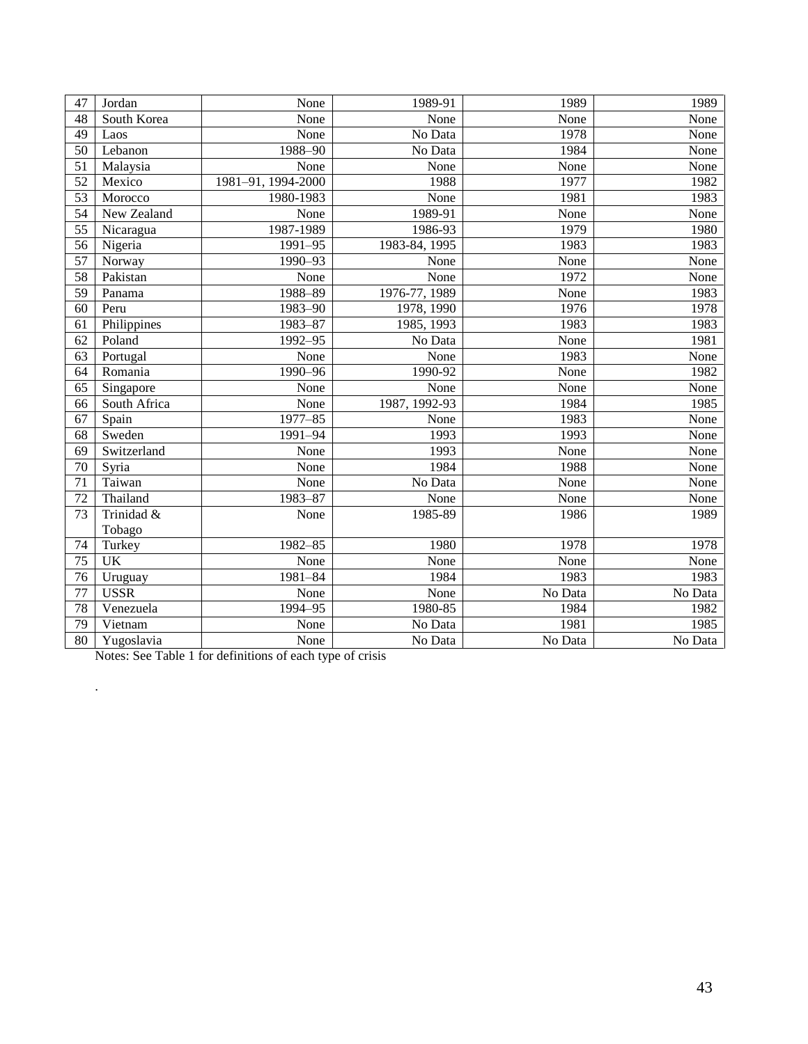| 47 | Jordan | None | 1989-91 | 1989 | 1989 |
|---|---|---|---|---|---|
| 48 | South Korea | None | None | None | None |
| 49 | Laos | None | No Data | 1978 | None |
| 50 | Lebanon | 1988–90 | No Data | 1984 | None |
| 51 | Malaysia | None | None | None | None |
| 52 | Mexico | 1981–91, 1994-2000 | 1988 | 1977 | 1982 |
| 53 | Morocco | 1980-1983 | None | 1981 | 1983 |
| 54 | New Zealand | None | 1989-91 | None | None |
| 55 | Nicaragua | 1987-1989 | 1986-93 | 1979 | 1980 |
| 56 | Nigeria | 1991–95 | 1983-84, 1995 | 1983 | 1983 |
| 57 | Norway | 1990–93 | None | None | None |
| 58 | Pakistan | None | None | 1972 | None |
| 59 | Panama | 1988–89 | 1976-77, 1989 | None | 1983 |
| 60 | Peru | 1983–90 | 1978, 1990 | 1976 | 1978 |
| 61 | Philippines | 1983–87 | 1985, 1993 | 1983 | 1983 |
| 62 | Poland | 1992–95 | No Data | None | 1981 |
| 63 | Portugal | None | None | 1983 | None |
| 64 | Romania | 1990–96 | 1990-92 | None | 1982 |
| 65 | Singapore | None | None | None | None |
| 66 | South Africa | None | 1987, 1992-93 | 1984 | 1985 |
| 67 | Spain | 1977–85 | None | 1983 | None |
| 68 | Sweden | 1991–94 | 1993 | 1993 | None |
| 69 | Switzerland | None | 1993 | None | None |
| 70 | Syria | None | 1984 | 1988 | None |
| 71 | Taiwan | None | No Data | None | None |
| 72 | Thailand | 1983–87 | None | None | None |
| 73 | Trinidad & Tobago | None | 1985-89 | 1986 | 1989 |
| 74 | Turkey | 1982–85 | 1980 | 1978 | 1978 |
| 75 | UK | None | None | None | None |
| 76 | Uruguay | 1981–84 | 1984 | 1983 | 1983 |
| 77 | USSR | None | None | No Data | No Data |
| 78 | Venezuela | 1994–95 | 1980-85 | 1984 | 1982 |
| 79 | Vietnam | None | No Data | 1981 | 1985 |
| 80 | Yugoslavia | None | No Data | No Data | No Data |

Notes: See Table 1 for definitions of each type of crisis

.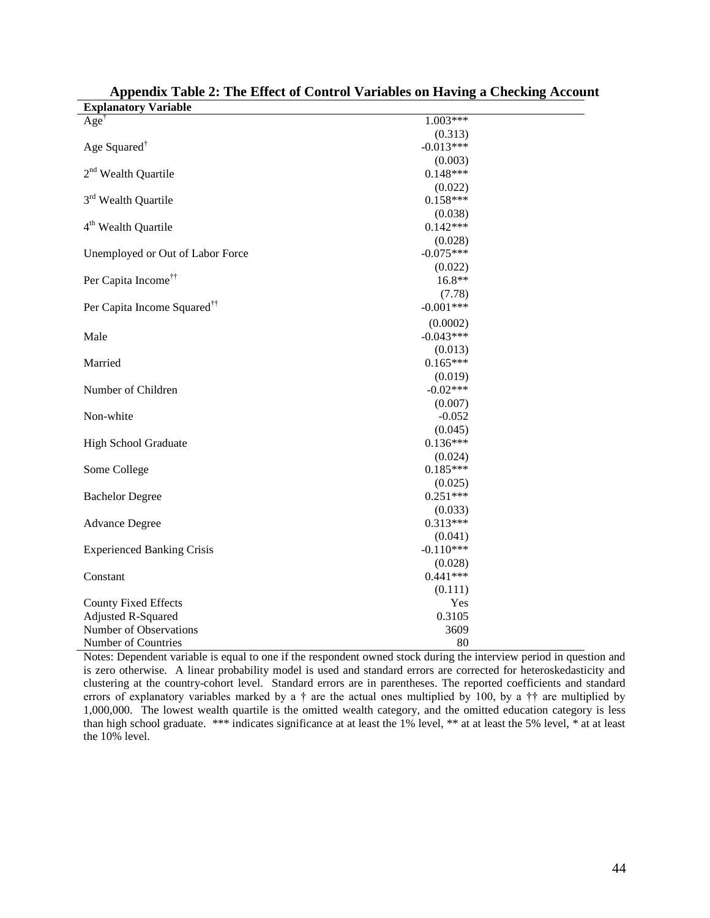**Appendix Table 2: The Effect of Control Variables on Having a Checking Account**

| Explanatory Variable | |
|---|---|
| Age† | 1.003*** |
| | (0.313) |
| Age Squared† | -0.013*** |
| | (0.003) |
| 2nd Wealth Quartile | 0.148*** |
| | (0.022) |
| 3rd Wealth Quartile | 0.158*** |
| | (0.038) |
| 4th Wealth Quartile | 0.142*** |
| | (0.028) |
| Unemployed or Out of Labor Force | -0.075*** |
| | (0.022) |
| Per Capita Income†† | 16.8** |
| | (7.78) |
| Per Capita Income Squared†† | -0.001*** |
| | (0.0002) |
| Male | -0.043*** |
| | (0.013) |
| Married | 0.165*** |
| | (0.019) |
| Number of Children | -0.02*** |
| | (0.007) |
| Non-white | -0.052 |
| | (0.045) |
| High School Graduate | 0.136*** |
| | (0.024) |
| Some College | 0.185*** |
| | (0.025) |
| Bachelor Degree | 0.251*** |
| | (0.033) |
| Advance Degree | 0.313*** |
| | (0.041) |
| Experienced Banking Crisis | -0.110*** |
| | (0.028) |
| Constant | 0.441*** |
| | (0.111) |
| County Fixed Effects | Yes |
| Adjusted R-Squared | 0.3105 |
| Number of Observations | 3609 |
| Number of Countries | 80 |

Notes: Dependent variable is equal to one if the respondent owned stock during the interview period in question and is zero otherwise. A linear probability model is used and standard errors are corrected for heteroskedasticity and clustering at the country-cohort level. Standard errors are in parentheses. The reported coefficients and standard errors of explanatory variables marked by a † are the actual ones multiplied by 100, by a †† are multiplied by 1,000,000. The lowest wealth quartile is the omitted wealth category, and the omitted education category is less than high school graduate. *** indicates significance at at least the 1% level, ** at at least the 5% level, * at at least the 10% level.